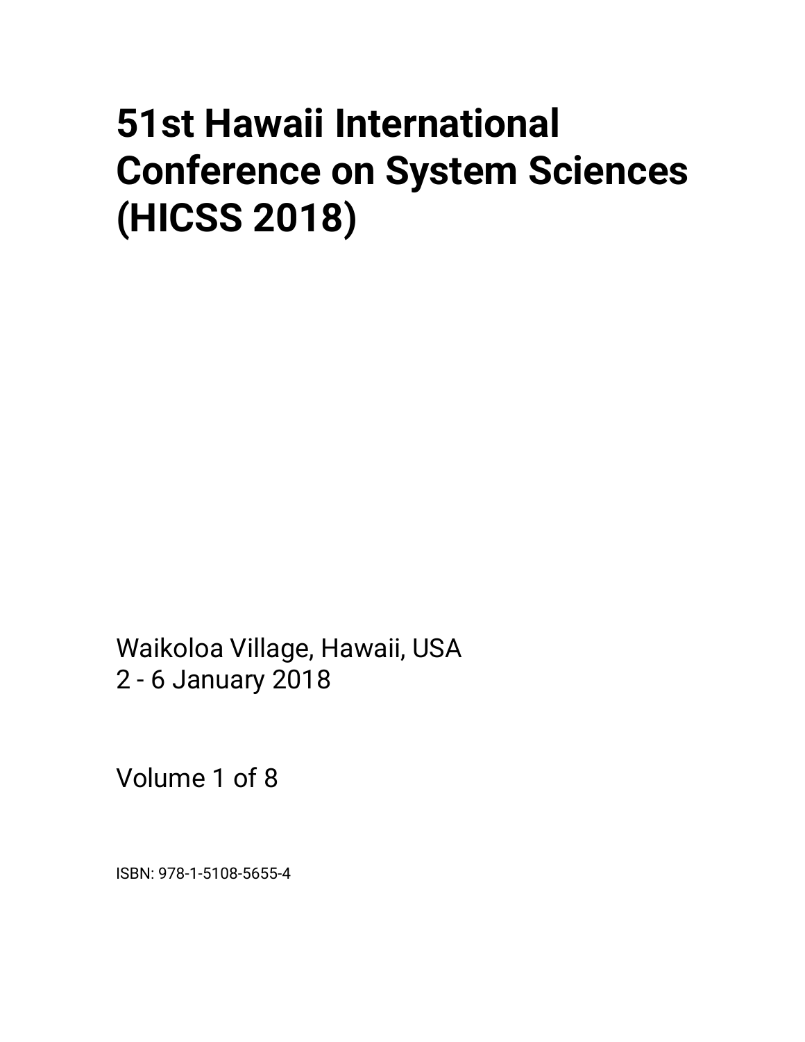# 51st Hawaii International Conference on System Sciences (HICSS 2018)

Waikoloa Village, Hawaii, USA
2 - 6 January 2018

Volume 1 of 8

ISBN: 978-1-5108-5655-4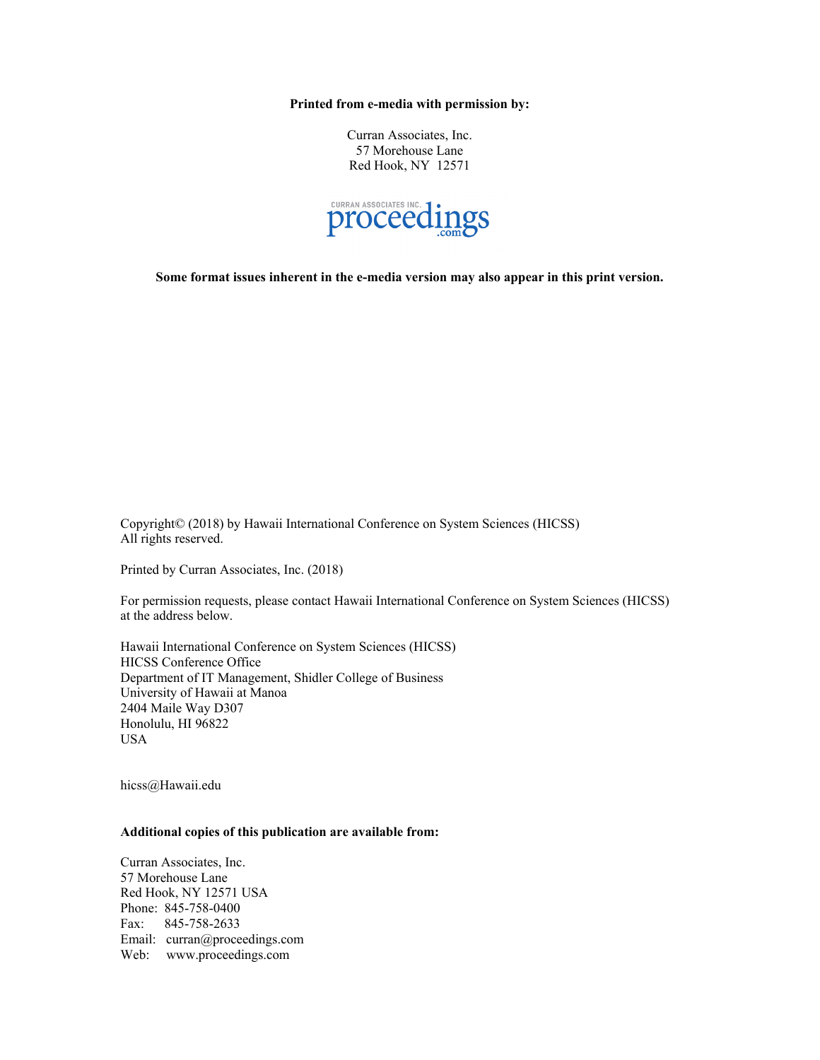**Printed from e-media with permission by:**

Curran Associates, Inc.
57 Morehouse Lane
Red Hook, NY 12571

CURRAN ASSOCIATES INC. proceedings .com

**Some format issues inherent in the e-media version may also appear in this print version.**

Copyright© (2018) by Hawaii International Conference on System Sciences (HICSS)
All rights reserved.

Printed by Curran Associates, Inc. (2018)

For permission requests, please contact Hawaii International Conference on System Sciences (HICSS) at the address below.

Hawaii International Conference on System Sciences (HICSS)
HICSS Conference Office
Department of IT Management, Shidler College of Business
University of Hawaii at Manoa
2404 Maile Way D307
Honolulu, HI 96822
USA

hicss@Hawaii.edu

**Additional copies of this publication are available from:**

Curran Associates, Inc.
57 Morehouse Lane
Red Hook, NY 12571 USA
Phone: 845-758-0400
Fax: 845-758-2633
Email: curran@proceedings.com
Web: www.proceedings.com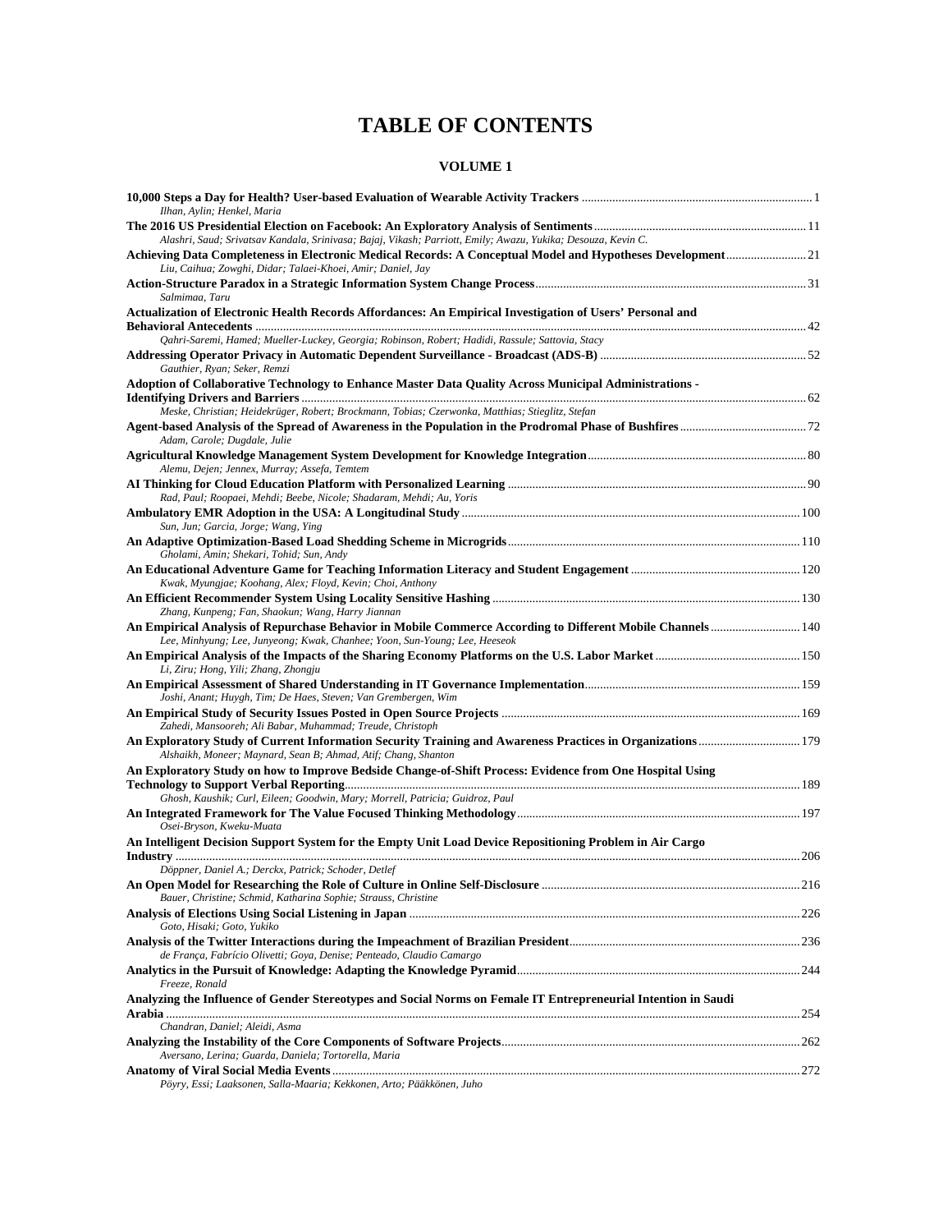# TABLE OF CONTENTS

## VOLUME 1

**10,000 Steps a Day for Health? User-based Evaluation of Wearable Activity Trackers** ........ 1
*Ilhan, Aylin; Henkel, Maria*

**The 2016 US Presidential Election on Facebook: An Exploratory Analysis of Sentiments** ........ 11
*Alashri, Saud; Srivatsav Kandala, Srinivasa; Bajaj, Vikash; Parriott, Emily; Awazu, Yukika; Desouza, Kevin C.*

**Achieving Data Completeness in Electronic Medical Records: A Conceptual Model and Hypotheses Development** ........ 21
*Liu, Caihua; Zowghi, Didar; Talaei-Khoei, Amir; Daniel, Jay*

**Action-Structure Paradox in a Strategic Information System Change Process** ........ 31
*Salmimaa, Taru*

**Actualization of Electronic Health Records Affordances: An Empirical Investigation of Users' Personal and Behavioral Antecedents** ........ 42
*Qahri-Saremi, Hamed; Mueller-Luckey, Georgia; Robinson, Robert; Hadidi, Rassule; Sattovia, Stacy*

**Addressing Operator Privacy in Automatic Dependent Surveillance - Broadcast (ADS-B)** ........ 52
*Gauthier, Ryan; Seker, Remzi*

**Adoption of Collaborative Technology to Enhance Master Data Quality Across Municipal Administrations - Identifying Drivers and Barriers** ........ 62
*Meske, Christian; Heidekrüger, Robert; Brockmann, Tobias; Czerwonka, Matthias; Stieglitz, Stefan*

**Agent-based Analysis of the Spread of Awareness in the Population in the Prodromal Phase of Bushfires** ........ 72
*Adam, Carole; Dugdale, Julie*

**Agricultural Knowledge Management System Development for Knowledge Integration** ........ 80
*Alemu, Dejen; Jennex, Murray; Assefa, Temtem*

**AI Thinking for Cloud Education Platform with Personalized Learning** ........ 90
*Rad, Paul; Roopaei, Mehdi; Beebe, Nicole; Shadaram, Mehdi; Au, Yoris*

**Ambulatory EMR Adoption in the USA: A Longitudinal Study** ........ 100
*Sun, Jun; Garcia, Jorge; Wang, Ying*

**An Adaptive Optimization-Based Load Shedding Scheme in Microgrids** ........ 110
*Gholami, Amin; Shekari, Tohid; Sun, Andy*

**An Educational Adventure Game for Teaching Information Literacy and Student Engagement** ........ 120
*Kwak, Myungjae; Koohang, Alex; Floyd, Kevin; Choi, Anthony*

**An Efficient Recommender System Using Locality Sensitive Hashing** ........ 130
*Zhang, Kunpeng; Fan, Shaokun; Wang, Harry Jiannan*

**An Empirical Analysis of Repurchase Behavior in Mobile Commerce According to Different Mobile Channels** ........ 140
*Lee, Minhyung; Lee, Junyeong; Kwak, Chanhee; Yoon, Sun-Young; Lee, Heeseok*

**An Empirical Analysis of the Impacts of the Sharing Economy Platforms on the U.S. Labor Market** ........ 150
*Li, Ziru; Hong, Yili; Zhang, Zhongju*

**An Empirical Assessment of Shared Understanding in IT Governance Implementation** ........ 159
*Joshi, Anant; Huygh, Tim; De Haes, Steven; Van Grembergen, Wim*

**An Empirical Study of Security Issues Posted in Open Source Projects** ........ 169
*Zahedi, Mansooreh; Ali Babar, Muhammad; Treude, Christoph*

**An Exploratory Study of Current Information Security Training and Awareness Practices in Organizations** ........ 179
*Alshaikh, Moneer; Maynard, Sean B; Ahmad, Atif; Chang, Shanton*

**An Exploratory Study on how to Improve Bedside Change-of-Shift Process: Evidence from One Hospital Using Technology to Support Verbal Reporting** ........ 189
*Ghosh, Kaushik; Curl, Eileen; Goodwin, Mary; Morrell, Patricia; Guidroz, Paul*

**An Integrated Framework for The Value Focused Thinking Methodology** ........ 197
*Osei-Bryson, Kweku-Muata*

**An Intelligent Decision Support System for the Empty Unit Load Device Repositioning Problem in Air Cargo Industry** ........ 206
*Döppner, Daniel A.; Derckx, Patrick; Schoder, Detlef*

**An Open Model for Researching the Role of Culture in Online Self-Disclosure** ........ 216
*Bauer, Christine; Schmid, Katharina Sophie; Strauss, Christine*

**Analysis of Elections Using Social Listening in Japan** ........ 226
*Goto, Hisaki; Goto, Yukiko*

**Analysis of the Twitter Interactions during the Impeachment of Brazilian President** ........ 236
*de França, Fabrício Olivetti; Goya, Denise; Penteado, Claudio Camargo*

**Analytics in the Pursuit of Knowledge: Adapting the Knowledge Pyramid** ........ 244
*Freeze, Ronald*

**Analyzing the Influence of Gender Stereotypes and Social Norms on Female IT Entrepreneurial Intention in Saudi Arabia** ........ 254
*Chandran, Daniel; Aleidi, Asma*

**Analyzing the Instability of the Core Components of Software Projects** ........ 262
*Aversano, Lerina; Guarda, Daniela; Tortorella, Maria*

**Anatomy of Viral Social Media Events** ........ 272
*Pöyry, Essi; Laaksonen, Salla-Maaria; Kekkonen, Arto; Pääkkönen, Juho*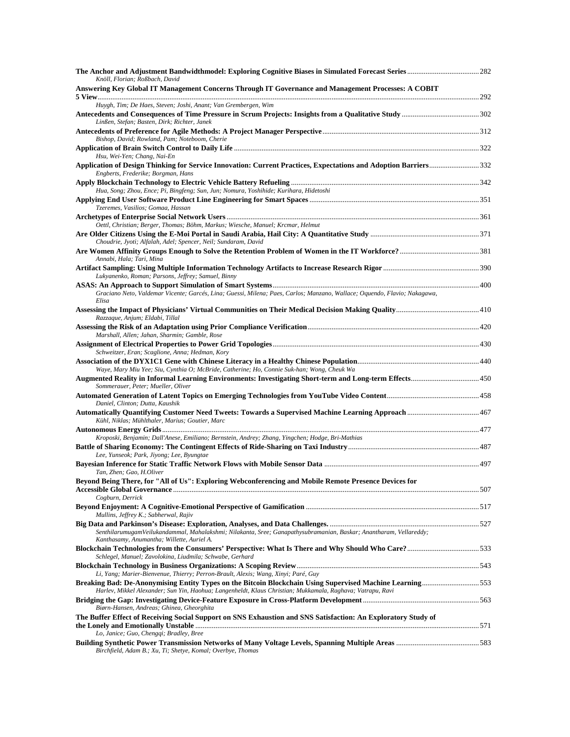**The Anchor and Adjustment Bandwidthmodel: Exploring Cognitive Biases in Simulated Forecast Series** ... 282
*Knöll, Florian; Roßbach, David*

**Answering Key Global IT Management Concerns Through IT Governance and Management Processes: A COBIT 5 View** ... 292
*Huygh, Tim; De Haes, Steven; Joshi, Anant; Van Grembergen, Wim*

**Antecedents and Consequences of Time Pressure in Scrum Projects: Insights from a Qualitative Study** ... 302
*Linßen, Stefan; Basten, Dirk; Richter, Janek*

**Antecedents of Preference for Agile Methods: A Project Manager Perspective** ... 312
*Bishop, David; Rowland, Pam; Noteboom, Cherie*

**Application of Brain Switch Control to Daily Life** ... 322
*Hsu, Wei-Yen; Chang, Nai-En*

**Application of Design Thinking for Service Innovation: Current Practices, Expectations and Adoption Barriers** ... 332
*Engberts, Frederike; Borgman, Hans*

**Apply Blockchain Technology to Electric Vehicle Battery Refueling** ... 342
*Hua, Song; Zhou, Ence; Pi, Bingfeng; Sun, Jun; Nomura, Yoshihide; Kurihara, Hidetoshi*

**Applying End User Software Product Line Engineering for Smart Spaces** ... 351
*Tzeremes, Vasilios; Gomaa, Hassan*

**Archetypes of Enterprise Social Network Users** ... 361
*Oettl, Christian; Berger, Thomas; Böhm, Markus; Wiesche, Manuel; Krcmar, Helmut*

**Are Older Citizens Using the E-Moi Portal in Saudi Arabia, Hail City: A Quantitative Study** ... 371
*Choudrie, Jyoti; Alfalah, Adel; Spencer, Neil; Sundaram, David*

**Are Women Affinity Groups Enough to Solve the Retention Problem of Women in the IT Workforce?** ... 381
*Annabi, Hala; Tari, Mina*

**Artifact Sampling: Using Multiple Information Technology Artifacts to Increase Research Rigor** ... 390
*Lukyanenko, Roman; Parsons, Jeffrey; Samuel, Binny*

**ASAS: An Approach to Support Simulation of Smart Systems** ... 400
*Graciano Neto, Valdemar Vicente; Garcés, Lina; Guessi, Milena; Paes, Carlos; Manzano, Wallace; Oquendo, Flavio; Nakagawa, Elisa*

**Assessing the Impact of Physicians' Virtual Communities on Their Medical Decision Making Quality** ... 410
*Razzaque, Anjum; Eldabi, Tillal*

**Assessing the Risk of an Adaptation using Prior Compliance Verification** ... 420
*Marshall, Allen; Jahan, Sharmin; Gamble, Rose*

**Assignment of Electrical Properties to Power Grid Topologies** ... 430
*Schweitzer, Eran; Scaglione, Anna; Hedman, Kory*

**Association of the DYX1C1 Gene with Chinese Literacy in a Healthy Chinese Population** ... 440
*Waye, Mary Miu Yee; Siu, Cynthia O; McBride, Catherine; Ho, Connie Suk-han; Wong, Cheuk Wa*

**Augmented Reality in Informal Learning Environments: Investigating Short-term and Long-term Effects** ... 450
*Sommerauer, Peter; Mueller, Oliver*

**Automated Generation of Latent Topics on Emerging Technologies from YouTube Video Content** ... 458
*Daniel, Clinton; Dutta, Kaushik*

**Automatically Quantifying Customer Need Tweets: Towards a Supervised Machine Learning Approach** ... 467
*Kühl, Niklas; Mühlthaler, Marius; Goutier, Marc*

**Autonomous Energy Grids** ... 477
*Kroposki, Benjamin; Dall'Anese, Emiliano; Bernstein, Andrey; Zhang, Yingchen; Hodge, Bri-Mathias*

**Battle of Sharing Economy: The Contingent Effects of Ride-Sharing on Taxi Industry** ... 487
*Lee, Yunseok; Park, Jiyong; Lee, Byungtae*

**Bayesian Inference for Static Traffic Network Flows with Mobile Sensor Data** ... 497
*Tan, Zhen; Gao, H.Oliver*

**Beyond Being There, for "All of Us": Exploring Webconferencing and Mobile Remote Presence Devices for Accessible Global Governance** ... 507
*Cogburn, Derrick*

**Beyond Enjoyment: A Cognitive-Emotional Perspective of Gamification** ... 517
*Mullins, Jeffrey K.; Sabherwal, Rajiv*

**Big Data and Parkinson's Disease: Exploration, Analyses, and Data Challenges.** ... 527
*SenthilarumugamVeilukandammal, Mahalakshmi; Nilakanta, Sree; Ganapathysubramanian, Baskar; Anantharam, Vellareddy; Kanthasamy, Anumantha; Willette, Auriel A.*

**Blockchain Technologies from the Consumers' Perspective: What Is There and Why Should Who Care?** ... 533
*Schlegel, Manuel; Zavolokina, Liudmila; Schwabe, Gerhard*

**Blockchain Technology in Business Organizations: A Scoping Review** ... 543
*Li, Yang; Marier-Bienvenue, Thierry; Perron-Brault, Alexis; Wang, Xinyi; Paré, Guy*

**Breaking Bad: De-Anonymising Entity Types on the Bitcoin Blockchain Using Supervised Machine Learning** ... 553
*Harlev, Mikkel Alexander; Sun Yin, Haohua; Langenheldt, Klaus Christian; Mukkamala, Raghava; Vatrapu, Ravi*

**Bridging the Gap: Investigating Device-Feature Exposure in Cross-Platform Development** ... 563
*Biørn-Hansen, Andreas; Ghinea, Gheorghita*

**The Buffer Effect of Receiving Social Support on SNS Exhaustion and SNS Satisfaction: An Exploratory Study of the Lonely and Emotionally Unstable** ... 571
*Lo, Janice; Guo, Chengqi; Bradley, Bree*

**Building Synthetic Power Transmission Networks of Many Voltage Levels, Spanning Multiple Areas** ... 583
*Birchfield, Adam B.; Xu, Ti; Shetye, Komal; Overbye, Thomas*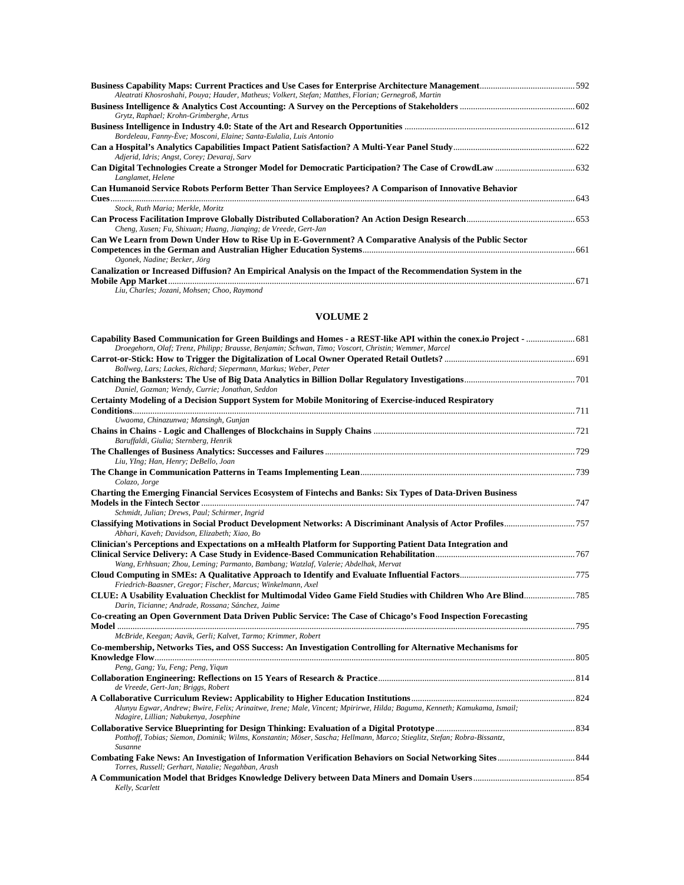**Business Capability Maps: Current Practices and Use Cases for Enterprise Architecture Management** .......... 592
*Aleatrati Khosroshahi, Pouya; Hauder, Matheus; Volkert, Stefan; Matthes, Florian; Gernegroß, Martin*

**Business Intelligence & Analytics Cost Accounting: A Survey on the Perceptions of Stakeholders** .......... 602
*Grytz, Raphael; Krohn-Grimberghe, Artus*

**Business Intelligence in Industry 4.0: State of the Art and Research Opportunities** .......... 612
*Bordeleau, Fanny-Ève; Mosconi, Elaine; Santa-Eulalia, Luis Antonio*

**Can a Hospital's Analytics Capabilities Impact Patient Satisfaction? A Multi-Year Panel Study** .......... 622
*Adjerid, Idris; Angst, Corey; Devaraj, Sarv*

**Can Digital Technologies Create a Stronger Model for Democratic Participation? The Case of CrowdLaw** .......... 632
*Langlamet, Helene*

**Can Humanoid Service Robots Perform Better Than Service Employees? A Comparison of Innovative Behavior Cues** .......... 643
*Stock, Ruth Maria; Merkle, Moritz*

**Can Process Facilitation Improve Globally Distributed Collaboration? An Action Design Research** .......... 653
*Cheng, Xusen; Fu, Shixuan; Huang, Jianqing; de Vreede, Gert-Jan*

**Can We Learn from Down Under How to Rise Up in E-Government? A Comparative Analysis of the Public Sector Competences in the German and Australian Higher Education Systems** .......... 661
*Ogonek, Nadine; Becker, Jörg*

**Canalization or Increased Diffusion? An Empirical Analysis on the Impact of the Recommendation System in the Mobile App Market** .......... 671
*Liu, Charles; Jozani, Mohsen; Choo, Raymond*

## VOLUME 2

**Capability Based Communication for Green Buildings and Homes - a REST-like API within the conex.io Project -** .......... 681
*Droegehorn, Olaf; Trenz, Philipp; Brausse, Benjamin; Schwan, Timo; Voscort, Christin; Wemmer, Marcel*

**Carrot-or-Stick: How to Trigger the Digitalization of Local Owner Operated Retail Outlets?** .......... 691
*Bollweg, Lars; Lackes, Richard; Siepermann, Markus; Weber, Peter*

**Catching the Banksters: The Use of Big Data Analytics in Billion Dollar Regulatory Investigations** .......... 701
*Daniel, Gozman; Wendy, Currie; Jonathan, Seddon*

**Certainty Modeling of a Decision Support System for Mobile Monitoring of Exercise-induced Respiratory Conditions** .......... 711
*Uwaoma, Chinazunwa; Mansingh, Gunjan*

**Chains in Chains - Logic and Challenges of Blockchains in Supply Chains** .......... 721
*Baruffaldi, Giulia; Sternberg, Henrik*

**The Challenges of Business Analytics: Successes and Failures** .......... 729
*Liu, YIng; Han, Henry; DeBello, Joan*

**The Change in Communication Patterns in Teams Implementing Lean** .......... 739
*Colazo, Jorge*

**Charting the Emerging Financial Services Ecosystem of Fintechs and Banks: Six Types of Data-Driven Business Models in the Fintech Sector** .......... 747
*Schmidt, Julian; Drews, Paul; Schirmer, Ingrid*

**Classifying Motivations in Social Product Development Networks: A Discriminant Analysis of Actor Profiles** .......... 757
*Abhari, Kaveh; Davidson, Elizabeth; Xiao, Bo*

**Clinician's Perceptions and Expectations on a mHealth Platform for Supporting Patient Data Integration and Clinical Service Delivery: A Case Study in Evidence-Based Communication Rehabilitation** .......... 767
*Wang, Erhhsuan; Zhou, Leming; Parmanto, Bambang; Watzlaf, Valerie; Abdelhak, Mervat*

**Cloud Computing in SMEs: A Qualitative Approach to Identify and Evaluate Influential Factors** .......... 775
*Friedrich-Baasner, Gregor; Fischer, Marcus; Winkelmann, Axel*

**CLUE: A Usability Evaluation Checklist for Multimodal Video Game Field Studies with Children Who Are Blind** .......... 785
*Darin, Ticianne; Andrade, Rossana; Sánchez, Jaime*

**Co-creating an Open Government Data Driven Public Service: The Case of Chicago's Food Inspection Forecasting Model** .......... 795
*McBride, Keegan; Aavik, Gerli; Kalvet, Tarmo; Krimmer, Robert*

**Co-membership, Networks Ties, and OSS Success: An Investigation Controlling for Alternative Mechanisms for Knowledge Flow** .......... 805
*Peng, Gang; Yu, Feng; Peng, Yiqun*

**Collaboration Engineering: Reflections on 15 Years of Research & Practice** .......... 814
*de Vreede, Gert-Jan; Briggs, Robert*

**A Collaborative Curriculum Review: Applicability to Higher Education Institutions** .......... 824
*Alunyu Egwar, Andrew; Bwire, Felix; Arinaitwe, Irene; Male, Vincent; Mpirirwe, Hilda; Baguma, Kenneth; Kamukama, Ismail; Ndagire, Lillian; Nabukenya, Josephine*

**Collaborative Service Blueprinting for Design Thinking: Evaluation of a Digital Prototype** .......... 834
*Potthoff, Tobias; Siemon, Dominik; Wilms, Konstantin; Möser, Sascha; Hellmann, Marco; Stieglitz, Stefan; Robra-Bissantz, Susanne*

**Combating Fake News: An Investigation of Information Verification Behaviors on Social Networking Sites** .......... 844
*Torres, Russell; Gerhart, Natalie; Negahban, Arash*

**A Communication Model that Bridges Knowledge Delivery between Data Miners and Domain Users** .......... 854
*Kelly, Scarlett*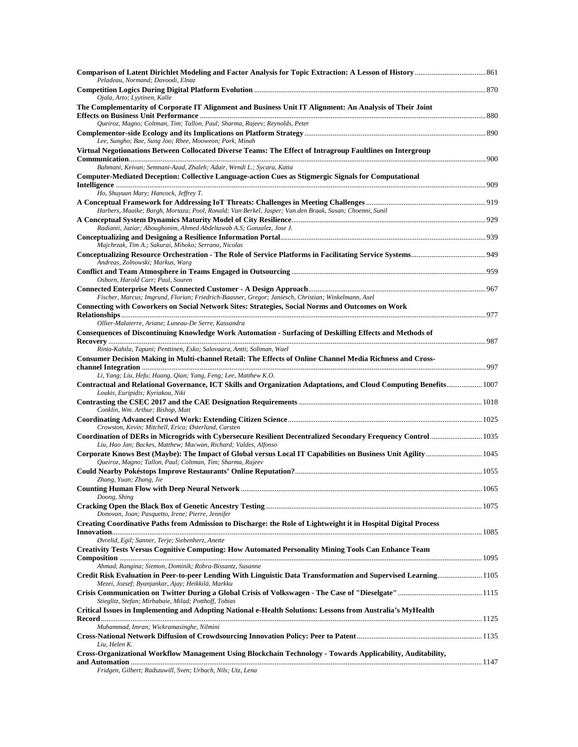**Comparison of Latent Dirichlet Modeling and Factor Analysis for Topic Extraction: A Lesson of History** ..................................... 861
*Peladeau, Normand; Davoodi, Elnaz*

**Competition Logics During Digital Platform Evolution** ..................................... 870
*Ojala, Arto; Lyytinen, Kalle*

**The Complementarity of Corporate IT Alignment and Business Unit IT Alignment: An Analysis of Their Joint Effects on Business Unit Performance** ..................................... 880
*Queiroz, Magno; Coltman, Tim; Tallon, Paul; Sharma, Rajeev; Reynolds, Peter*

**Complementor-side Ecology and its Implications on Platform Strategy** ..................................... 890
*Lee, Sungho; Bae, Sung Joo; Rhee, Mooweon; Park, Minah*

**Virtual Negotiations Between Collocated Diverse Teams: The Effect of Intragroup Faultlines on Intergroup Communication** ..................................... 900
*Bahmani, Keivan; Semnani-Azad, Zhaleh; Adair, Wendi L.; Sycara, Katia*

**Computer-Mediated Deception: Collective Language-action Cues as Stigmergic Signals for Computational Intelligence** ..................................... 909
*Ho, Shuyuan Mary; Hancock, Jeffrey T.*

**A Conceptual Framework for Addressing IoT Threats: Challenges in Meeting Challenges** ..................................... 919
*Harbers, Maaike; Bargh, Mortaza; Pool, Ronald; Van Berkel, Jasper; Van den Braak, Susan; Choenni, Sunil*

**A Conceptual System Dynamics Maturity Model of City Resilience** ..................................... 929
*Radianti, Jaziar; Aboughonim, Ahmed Abdeltawab A.S; Gonzalez, Jose J.*

**Conceptualizing and Designing a Resilience Information Portal** ..................................... 939
*Majchrzak, Tim A.; Sakurai, Mihoko; Serrano, Nicolas*

**Conceptualizing Resource Orchestration - The Role of Service Platforms in Facilitating Service Systems** ..................................... 949
*Andreas, Zolnowski; Markus, Warg*

**Conflict and Team Atmosphere in Teams Engaged in Outsourcing** ..................................... 959
*Osborn, Harold Carr; Paul, Souren*

**Connected Enterprise Meets Connected Customer - A Design Approach** ..................................... 967
*Fischer, Marcus; Imgrund, Florian; Friedrich-Baasner, Gregor; Janiesch, Christian; Winkelmann, Axel*

**Connecting with Coworkers on Social Network Sites: Strategies, Social Norms and Outcomes on Work Relationships** ..................................... 977
*Ollier-Malaterre, Ariane; Luneau-De Serre, Kassandra*

**Consequences of Discontinuing Knowledge Work Automation - Surfacing of Deskilling Effects and Methods of Recovery** ..................................... 987
*Rinta-Kahila, Tapani; Penttinen, Esko; Salovaara, Antti; Soliman, Wael*

**Consumer Decision Making in Multi-channel Retail: The Effects of Online Channel Media Richness and Cross-channel Integration** ..................................... 997
*Li, Yang; Liu, Hefu; Huang, Qian; Yang, Feng; Lee, Matthew K.O.*

**Contractual and Relational Governance, ICT Skills and Organization Adaptations, and Cloud Computing Benefits** ..................................... 1007
*Loukis, Euripidis; Kyriakou, Niki*

**Contrasting the CSEC 2017 and the CAE Designation Requirements** ..................................... 1018
*Conklin, Wm. Arthur; Bishop, Matt*

**Coordinating Advanced Crowd Work: Extending Citizen Science** ..................................... 1025
*Crowston, Kevin; Mitchell, Erica; Østerlund, Carsten*

**Coordination of DERs in Microgrids with Cybersecure Resilient Decentralized Secondary Frequency Control** ..................................... 1035
*Liu, Hao Jan; Backes, Matthew; Macwan, Richard; Valdes, Alfonso*

**Corporate Knows Best (Maybe): The Impact of Global versus Local IT Capabilities on Business Unit Agility** ..................................... 1045
*Queiroz, Magno; Tallon, Paul; Coltman, Tim; Sharma, Rajeev*

**Could Nearby Pokéstops Improve Restaurants' Online Reputation?** ..................................... 1055
*Zhang, Yuan; Zhang, Jie*

**Counting Human Flow with Deep Neural Network** ..................................... 1065
*Doong, Shing*

**Cracking Open the Black Box of Genetic Ancestry Testing** ..................................... 1075
*Donovan, Joan; Pasquetto, Irene; Pierre, Jennifer*

**Creating Coordinative Paths from Admission to Discharge: the Role of Lightweight it in Hospital Digital Process Innovation** ..................................... 1085
*Øvrelid, Egil; Sanner, Terje; Siebenherz, Anette*

**Creativity Tests Versus Cognitive Computing: How Automated Personality Mining Tools Can Enhance Team Composition** ..................................... 1095
*Ahmad, Rangina; Siemon, Dominik; Robra-Bissantz, Susanne*

**Credit Risk Evaluation in Peer-to-peer Lending With Linguistic Data Transformation and Supervised Learning** ..................................... 1105
*Mezei, Jozsef; Byanjankar, Ajay; Heikkilä, Markku*

**Crisis Communication on Twitter During a Global Crisis of Volkswagen - The Case of "Dieselgate"** ..................................... 1115
*Stieglitz, Stefan; Mirbabaie, Milad; Potthoff, Tobias*

**Critical Issues in Implementing and Adopting National e-Health Solutions: Lessons from Australia's MyHealth Record** ..................................... 1125
*Muhammad, Imran; Wickramasinghe, Nilmini*

**Cross-National Network Diffusion of Crowdsourcing Innovation Policy: Peer to Patent** ..................................... 1135
*Liu, Helen K.*

**Cross-Organizational Workflow Management Using Blockchain Technology - Towards Applicability, Auditability, and Automation** ..................................... 1147
*Fridgen, Gilbert; Radszuwill, Sven; Urbach, Nils; Utz, Lena*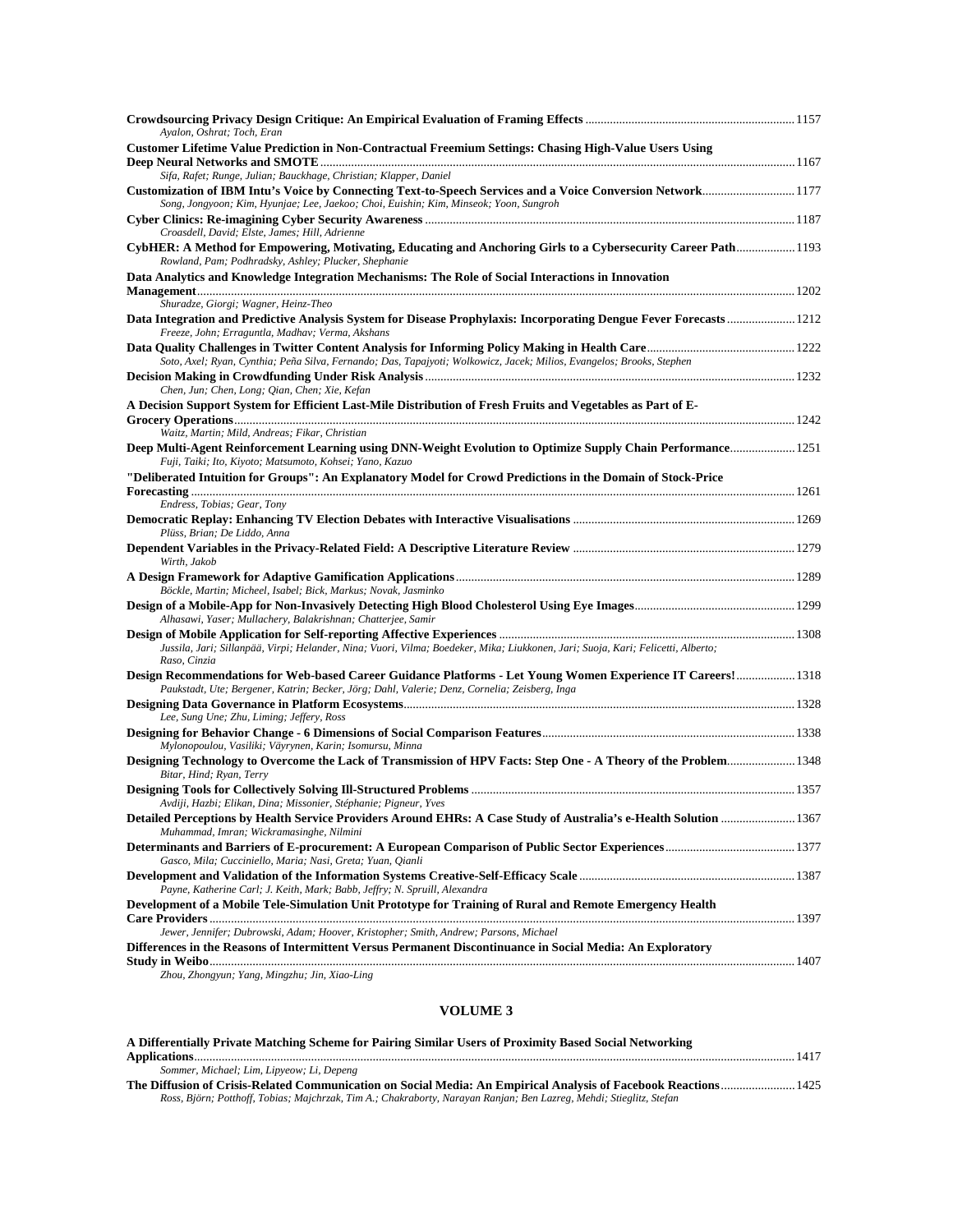**Crowdsourcing Privacy Design Critique: An Empirical Evaluation of Framing Effects** ........ 1157
*Ayalon, Oshrat; Toch, Eran*

**Customer Lifetime Value Prediction in Non-Contractual Freemium Settings: Chasing High-Value Users Using Deep Neural Networks and SMOTE** ........ 1167
*Sifa, Rafet; Runge, Julian; Bauckhage, Christian; Klapper, Daniel*

**Customization of IBM Intu's Voice by Connecting Text-to-Speech Services and a Voice Conversion Network** ........ 1177
*Song, Jongyoon; Kim, Hyunjae; Lee, Jaekoo; Choi, Euishin; Kim, Minseok; Yoon, Sungroh*

**Cyber Clinics: Re-imagining Cyber Security Awareness** ........ 1187
*Croasdell, David; Elste, James; Hill, Adrienne*

**CybHER: A Method for Empowering, Motivating, Educating and Anchoring Girls to a Cybersecurity Career Path** ........ 1193
*Rowland, Pam; Podhradsky, Ashley; Plucker, Shephanie*

**Data Analytics and Knowledge Integration Mechanisms: The Role of Social Interactions in Innovation Management** ........ 1202
*Shuradze, Giorgi; Wagner, Heinz-Theo*

**Data Integration and Predictive Analysis System for Disease Prophylaxis: Incorporating Dengue Fever Forecasts** ........ 1212
*Freeze, John; Erraguntla, Madhav; Verma, Akshans*

**Data Quality Challenges in Twitter Content Analysis for Informing Policy Making in Health Care** ........ 1222
*Soto, Axel; Ryan, Cynthia; Peña Silva, Fernando; Das, Tapajyoti; Wolkowicz, Jacek; Milios, Evangelos; Brooks, Stephen*

**Decision Making in Crowdfunding Under Risk Analysis** ........ 1232
*Chen, Jun; Chen, Long; Qian, Chen; Xie, Kefan*

**A Decision Support System for Efficient Last-Mile Distribution of Fresh Fruits and Vegetables as Part of E-Grocery Operations** ........ 1242
*Waitz, Martin; Mild, Andreas; Fikar, Christian*

**Deep Multi-Agent Reinforcement Learning using DNN-Weight Evolution to Optimize Supply Chain Performance** ........ 1251
*Fuji, Taiki; Ito, Kiyoto; Matsumoto, Kohsei; Yano, Kazuo*

**"Deliberated Intuition for Groups": An Explanatory Model for Crowd Predictions in the Domain of Stock-Price Forecasting** ........ 1261
*Endress, Tobias; Gear, Tony*

**Democratic Replay: Enhancing TV Election Debates with Interactive Visualisations** ........ 1269
*Plüss, Brian; De Liddo, Anna*

**Dependent Variables in the Privacy-Related Field: A Descriptive Literature Review** ........ 1279
*Wirth, Jakob*

**A Design Framework for Adaptive Gamification Applications** ........ 1289
*Böckle, Martin; Micheel, Isabel; Bick, Markus; Novak, Jasminko*

**Design of a Mobile-App for Non-Invasively Detecting High Blood Cholesterol Using Eye Images** ........ 1299
*Alhasawi, Yaser; Mullachery, Balakrishnan; Chatterjee, Samir*

**Design of Mobile Application for Self-reporting Affective Experiences** ........ 1308
*Jussila, Jari; Sillanpää, Virpi; Helander, Nina; Vuori, Vilma; Boedeker, Mika; Liukkonen, Jari; Suoja, Kari; Felicetti, Alberto; Raso, Cinzia*

**Design Recommendations for Web-based Career Guidance Platforms - Let Young Women Experience IT Careers!** ........ 1318
*Paukstadt, Ute; Bergener, Katrin; Becker, Jörg; Dahl, Valerie; Denz, Cornelia; Zeisberg, Inga*

**Designing Data Governance in Platform Ecosystems** ........ 1328
*Lee, Sung Une; Zhu, Liming; Jeffery, Ross*

**Designing for Behavior Change - 6 Dimensions of Social Comparison Features** ........ 1338
*Mylonopoulou, Vasiliki; Väyrynen, Karin; Isomursu, Minna*

**Designing Technology to Overcome the Lack of Transmission of HPV Facts: Step One - A Theory of the Problem** ........ 1348
*Bitar, Hind; Ryan, Terry*

**Designing Tools for Collectively Solving Ill-Structured Problems** ........ 1357
*Avdiji, Hazbi; Elikan, Dina; Missonier, Stéphanie; Pigneur, Yves*

**Detailed Perceptions by Health Service Providers Around EHRs: A Case Study of Australia's e-Health Solution** ........ 1367
*Muhammad, Imran; Wickramasinghe, Nilmini*

**Determinants and Barriers of E-procurement: A European Comparison of Public Sector Experiences** ........ 1377
*Gasco, Mila; Cucciniello, Maria; Nasi, Greta; Yuan, Qianli*

**Development and Validation of the Information Systems Creative-Self-Efficacy Scale** ........ 1387
*Payne, Katherine Carl; J. Keith, Mark; Babb, Jeffry; N. Spruill, Alexandra*

**Development of a Mobile Tele-Simulation Unit Prototype for Training of Rural and Remote Emergency Health Care Providers** ........ 1397
*Jewer, Jennifer; Dubrowski, Adam; Hoover, Kristopher; Smith, Andrew; Parsons, Michael*

**Differences in the Reasons of Intermittent Versus Permanent Discontinuance in Social Media: An Exploratory Study in Weibo** ........ 1407
*Zhou, Zhongyun; Yang, Mingzhu; Jin, Xiao-Ling*

## VOLUME 3

**A Differentially Private Matching Scheme for Pairing Similar Users of Proximity Based Social Networking Applications** ........ 1417
*Sommer, Michael; Lim, Lipyeow; Li, Depeng*

**The Diffusion of Crisis-Related Communication on Social Media: An Empirical Analysis of Facebook Reactions** ........ 1425
*Ross, Björn; Potthoff, Tobias; Majchrzak, Tim A.; Chakraborty, Narayan Ranjan; Ben Lazreg, Mehdi; Stieglitz, Stefan*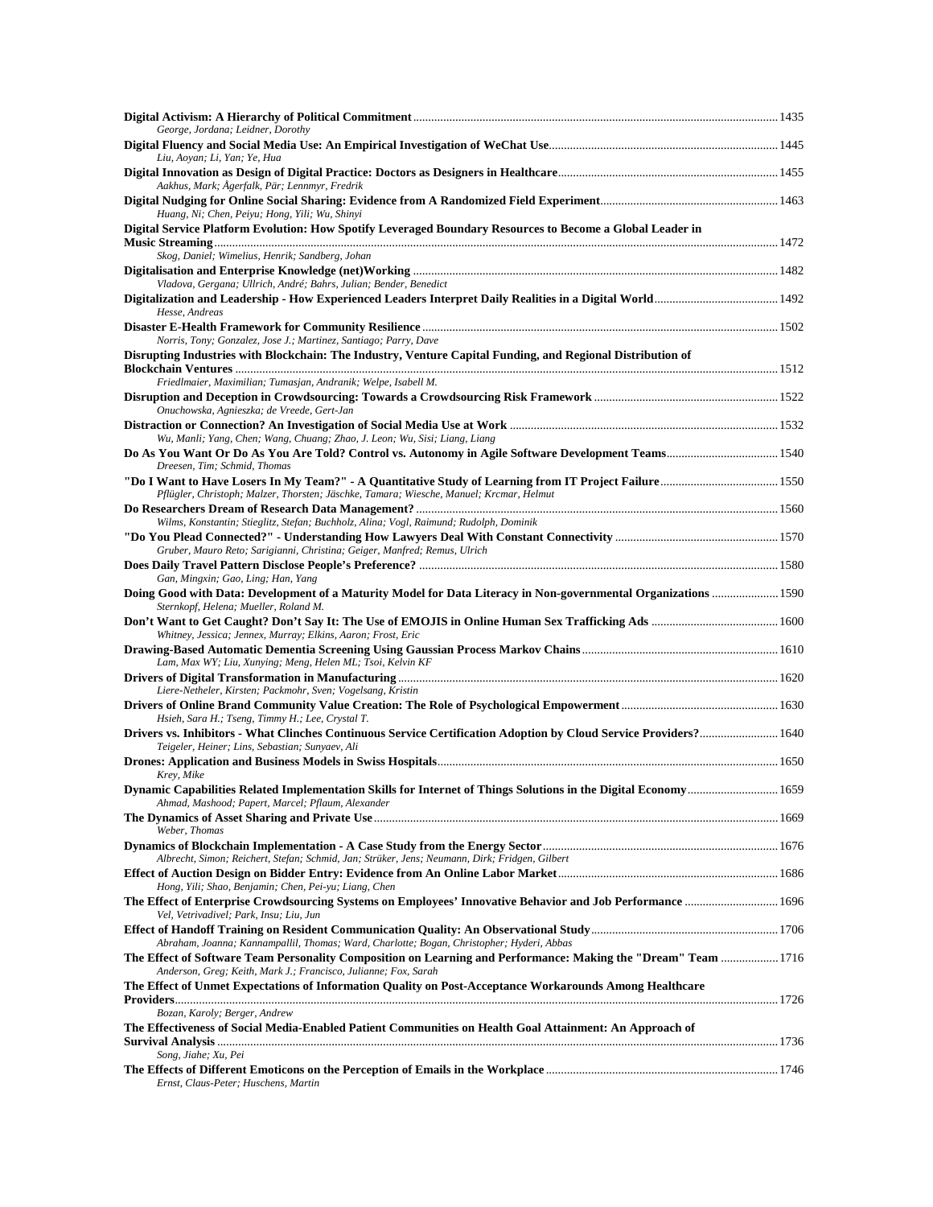**Digital Activism: A Hierarchy of Political Commitment** ........ 1435
*George, Jordana; Leidner, Dorothy*

**Digital Fluency and Social Media Use: An Empirical Investigation of WeChat Use** ........ 1445
*Liu, Aoyan; Li, Yan; Ye, Hua*

**Digital Innovation as Design of Digital Practice: Doctors as Designers in Healthcare** ........ 1455
*Aakhus, Mark; Ågerfalk, Pär; Lennmyr, Fredrik*

**Digital Nudging for Online Social Sharing: Evidence from A Randomized Field Experiment** ........ 1463
*Huang, Ni; Chen, Peiyu; Hong, Yili; Wu, Shinyi*

**Digital Service Platform Evolution: How Spotify Leveraged Boundary Resources to Become a Global Leader in Music Streaming** ........ 1472
*Skog, Daniel; Wimelius, Henrik; Sandberg, Johan*

**Digitalisation and Enterprise Knowledge (net)Working** ........ 1482
*Vladova, Gergana; Ullrich, André; Bahrs, Julian; Bender, Benedict*

**Digitalization and Leadership - How Experienced Leaders Interpret Daily Realities in a Digital World** ........ 1492
*Hesse, Andreas*

**Disaster E-Health Framework for Community Resilience** ........ 1502
*Norris, Tony; Gonzalez, Jose J.; Martinez, Santiago; Parry, Dave*

**Disrupting Industries with Blockchain: The Industry, Venture Capital Funding, and Regional Distribution of Blockchain Ventures** ........ 1512
*Friedlmaier, Maximilian; Tumasjan, Andranik; Welpe, Isabell M.*

**Disruption and Deception in Crowdsourcing: Towards a Crowdsourcing Risk Framework** ........ 1522
*Onuchowska, Agnieszka; de Vreede, Gert-Jan*

**Distraction or Connection? An Investigation of Social Media Use at Work** ........ 1532
*Wu, Manli; Yang, Chen; Wang, Chuang; Zhao, J. Leon; Wu, Sisi; Liang, Liang*

**Do As You Want Or Do As You Are Told? Control vs. Autonomy in Agile Software Development Teams** ........ 1540
*Dreesen, Tim; Schmid, Thomas*

**"Do I Want to Have Losers In My Team?" - A Quantitative Study of Learning from IT Project Failure** ........ 1550
*Pflügler, Christoph; Malzer, Thorsten; Jäschke, Tamara; Wiesche, Manuel; Krcmar, Helmut*

**Do Researchers Dream of Research Data Management?** ........ 1560
*Wilms, Konstantin; Stieglitz, Stefan; Buchholz, Alina; Vogl, Raimund; Rudolph, Dominik*

**"Do You Plead Connected?" - Understanding How Lawyers Deal With Constant Connectivity** ........ 1570
*Gruber, Mauro Reto; Sarigianni, Christina; Geiger, Manfred; Remus, Ulrich*

**Does Daily Travel Pattern Disclose People's Preference?** ........ 1580
*Gan, Mingxin; Gao, Ling; Han, Yang*

**Doing Good with Data: Development of a Maturity Model for Data Literacy in Non-governmental Organizations** ........ 1590
*Sternkopf, Helena; Mueller, Roland M.*

**Don't Want to Get Caught? Don't Say It: The Use of EMOJIS in Online Human Sex Trafficking Ads** ........ 1600
*Whitney, Jessica; Jennex, Murray; Elkins, Aaron; Frost, Eric*

**Drawing-Based Automatic Dementia Screening Using Gaussian Process Markov Chains** ........ 1610
*Lam, Max WY; Liu, Xunying; Meng, Helen ML; Tsoi, Kelvin KF*

**Drivers of Digital Transformation in Manufacturing** ........ 1620
*Liere-Netheler, Kirsten; Packmohr, Sven; Vogelsang, Kristin*

**Drivers of Online Brand Community Value Creation: The Role of Psychological Empowerment** ........ 1630
*Hsieh, Sara H.; Tseng, Timmy H.; Lee, Crystal T.*

**Drivers vs. Inhibitors - What Clinches Continuous Service Certification Adoption by Cloud Service Providers?** ........ 1640
*Teigeler, Heiner; Lins, Sebastian; Sunyaev, Ali*

**Drones: Application and Business Models in Swiss Hospitals** ........ 1650
*Krey, Mike*

**Dynamic Capabilities Related Implementation Skills for Internet of Things Solutions in the Digital Economy** ........ 1659
*Ahmad, Mashood; Papert, Marcel; Pflaum, Alexander*

**The Dynamics of Asset Sharing and Private Use** ........ 1669
*Weber, Thomas*

**Dynamics of Blockchain Implementation - A Case Study from the Energy Sector** ........ 1676
*Albrecht, Simon; Reichert, Stefan; Schmid, Jan; Strüker, Jens; Neumann, Dirk; Fridgen, Gilbert*

**Effect of Auction Design on Bidder Entry: Evidence from An Online Labor Market** ........ 1686
*Hong, Yili; Shao, Benjamin; Chen, Pei-yu; Liang, Chen*

**The Effect of Enterprise Crowdsourcing Systems on Employees' Innovative Behavior and Job Performance** ........ 1696
*Vel, Vetrivadivel; Park, Insu; Liu, Jun*

**Effect of Handoff Training on Resident Communication Quality: An Observational Study** ........ 1706
*Abraham, Joanna; Kannampallil, Thomas; Ward, Charlotte; Bogan, Christopher; Hyderi, Abbas*

**The Effect of Software Team Personality Composition on Learning and Performance: Making the "Dream" Team** ........ 1716
*Anderson, Greg; Keith, Mark J.; Francisco, Julianne; Fox, Sarah*

**The Effect of Unmet Expectations of Information Quality on Post-Acceptance Workarounds Among Healthcare Providers** ........ 1726
*Bozan, Karoly; Berger, Andrew*

**The Effectiveness of Social Media-Enabled Patient Communities on Health Goal Attainment: An Approach of Survival Analysis** ........ 1736
*Song, Jiahe; Xu, Pei*

**The Effects of Different Emoticons on the Perception of Emails in the Workplace** ........ 1746
*Ernst, Claus-Peter; Huschens, Martin*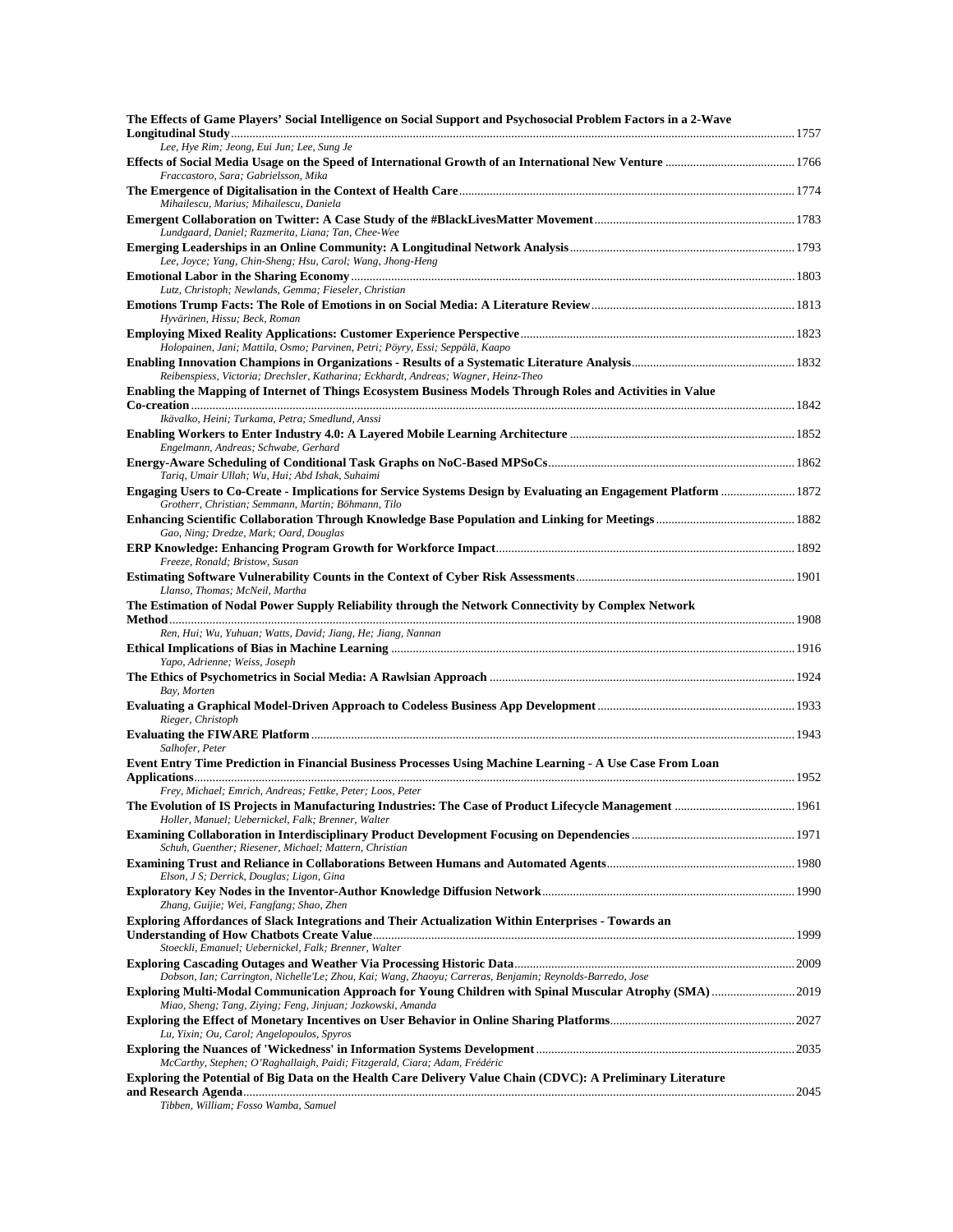**The Effects of Game Players' Social Intelligence on Social Support and Psychosocial Problem Factors in a 2-Wave Longitudinal Study** ... 1757
*Lee, Hye Rim; Jeong, Eui Jun; Lee, Sung Je*

**Effects of Social Media Usage on the Speed of International Growth of an International New Venture** ... 1766
*Fraccastoro, Sara; Gabrielsson, Mika*

**The Emergence of Digitalisation in the Context of Health Care** ... 1774
*Mihailescu, Marius; Mihailescu, Daniela*

**Emergent Collaboration on Twitter: A Case Study of the #BlackLivesMatter Movement** ... 1783
*Lundgaard, Daniel; Razmerita, Liana; Tan, Chee-Wee*

**Emerging Leaderships in an Online Community: A Longitudinal Network Analysis** ... 1793
*Lee, Joyce; Yang, Chin-Sheng; Hsu, Carol; Wang, Jhong-Heng*

**Emotional Labor in the Sharing Economy** ... 1803
*Lutz, Christoph; Newlands, Gemma; Fieseler, Christian*

**Emotions Trump Facts: The Role of Emotions in on Social Media: A Literature Review** ... 1813
*Hyvärinen, Hissu; Beck, Roman*

**Employing Mixed Reality Applications: Customer Experience Perspective** ... 1823
*Holopainen, Jani; Mattila, Osmo; Parvinen, Petri; Pöyry, Essi; Seppälä, Kaapo*

**Enabling Innovation Champions in Organizations - Results of a Systematic Literature Analysis** ... 1832
*Reibenspiess, Victoria; Drechsler, Katharina; Eckhardt, Andreas; Wagner, Heinz-Theo*

**Enabling the Mapping of Internet of Things Ecosystem Business Models Through Roles and Activities in Value Co-creation** ... 1842
*Ikävalko, Heini; Turkama, Petra; Smedlund, Anssi*

**Enabling Workers to Enter Industry 4.0: A Layered Mobile Learning Architecture** ... 1852
*Engelmann, Andreas; Schwabe, Gerhard*

**Energy-Aware Scheduling of Conditional Task Graphs on NoC-Based MPSoCs** ... 1862
*Tariq, Umair Ullah; Wu, Hui; Abd Ishak, Suhaimi*

**Engaging Users to Co-Create - Implications for Service Systems Design by Evaluating an Engagement Platform** ... 1872
*Grotherr, Christian; Semmann, Martin; Böhmann, Tilo*

**Enhancing Scientific Collaboration Through Knowledge Base Population and Linking for Meetings** ... 1882
*Gao, Ning; Dredze, Mark; Oard, Douglas*

**ERP Knowledge: Enhancing Program Growth for Workforce Impact** ... 1892
*Freeze, Ronald; Bristow, Susan*

**Estimating Software Vulnerability Counts in the Context of Cyber Risk Assessments** ... 1901
*Llanso, Thomas; McNeil, Martha*

**The Estimation of Nodal Power Supply Reliability through the Network Connectivity by Complex Network Method** ... 1908
*Ren, Hui; Wu, Yuhuan; Watts, David; Jiang, He; Jiang, Nannan*

**Ethical Implications of Bias in Machine Learning** ... 1916
*Yapo, Adrienne; Weiss, Joseph*

**The Ethics of Psychometrics in Social Media: A Rawlsian Approach** ... 1924
*Bay, Morten*

**Evaluating a Graphical Model-Driven Approach to Codeless Business App Development** ... 1933
*Rieger, Christoph*

**Evaluating the FIWARE Platform** ... 1943
*Salhofer, Peter*

**Event Entry Time Prediction in Financial Business Processes Using Machine Learning - A Use Case From Loan Applications** ... 1952
*Frey, Michael; Emrich, Andreas; Fettke, Peter; Loos, Peter*

**The Evolution of IS Projects in Manufacturing Industries: The Case of Product Lifecycle Management** ... 1961
*Holler, Manuel; Uebernickel, Falk; Brenner, Walter*

**Examining Collaboration in Interdisciplinary Product Development Focusing on Dependencies** ... 1971
*Schuh, Guenther; Riesener, Michael; Mattern, Christian*

**Examining Trust and Reliance in Collaborations Between Humans and Automated Agents** ... 1980
*Elson, J S; Derrick, Douglas; Ligon, Gina*

**Exploratory Key Nodes in the Inventor-Author Knowledge Diffusion Network** ... 1990
*Zhang, Guijie; Wei, Fangfang; Shao, Zhen*

**Exploring Affordances of Slack Integrations and Their Actualization Within Enterprises - Towards an Understanding of How Chatbots Create Value** ... 1999
*Stoeckli, Emanuel; Uebernickel, Falk; Brenner, Walter*

**Exploring Cascading Outages and Weather Via Processing Historic Data** ... 2009
*Dobson, Ian; Carrington, Nichelle'Le; Zhou, Kai; Wang, Zhaoyu; Carreras, Benjamin; Reynolds-Barredo, Jose*

**Exploring Multi-Modal Communication Approach for Young Children with Spinal Muscular Atrophy (SMA)** ... 2019
*Miao, Sheng; Tang, Ziying; Feng, Jinjuan; Jozkowski, Amanda*

**Exploring the Effect of Monetary Incentives on User Behavior in Online Sharing Platforms** ... 2027
*Lu, Yixin; Ou, Carol; Angelopoulos, Spyros*

**Exploring the Nuances of 'Wickedness' in Information Systems Development** ... 2035
*McCarthy, Stephen; O'Raghallaigh, Paidi; Fitzgerald, Ciara; Adam, Frédéric*

**Exploring the Potential of Big Data on the Health Care Delivery Value Chain (CDVC): A Preliminary Literature and Research Agenda** ... 2045
*Tibben, William; Fosso Wamba, Samuel*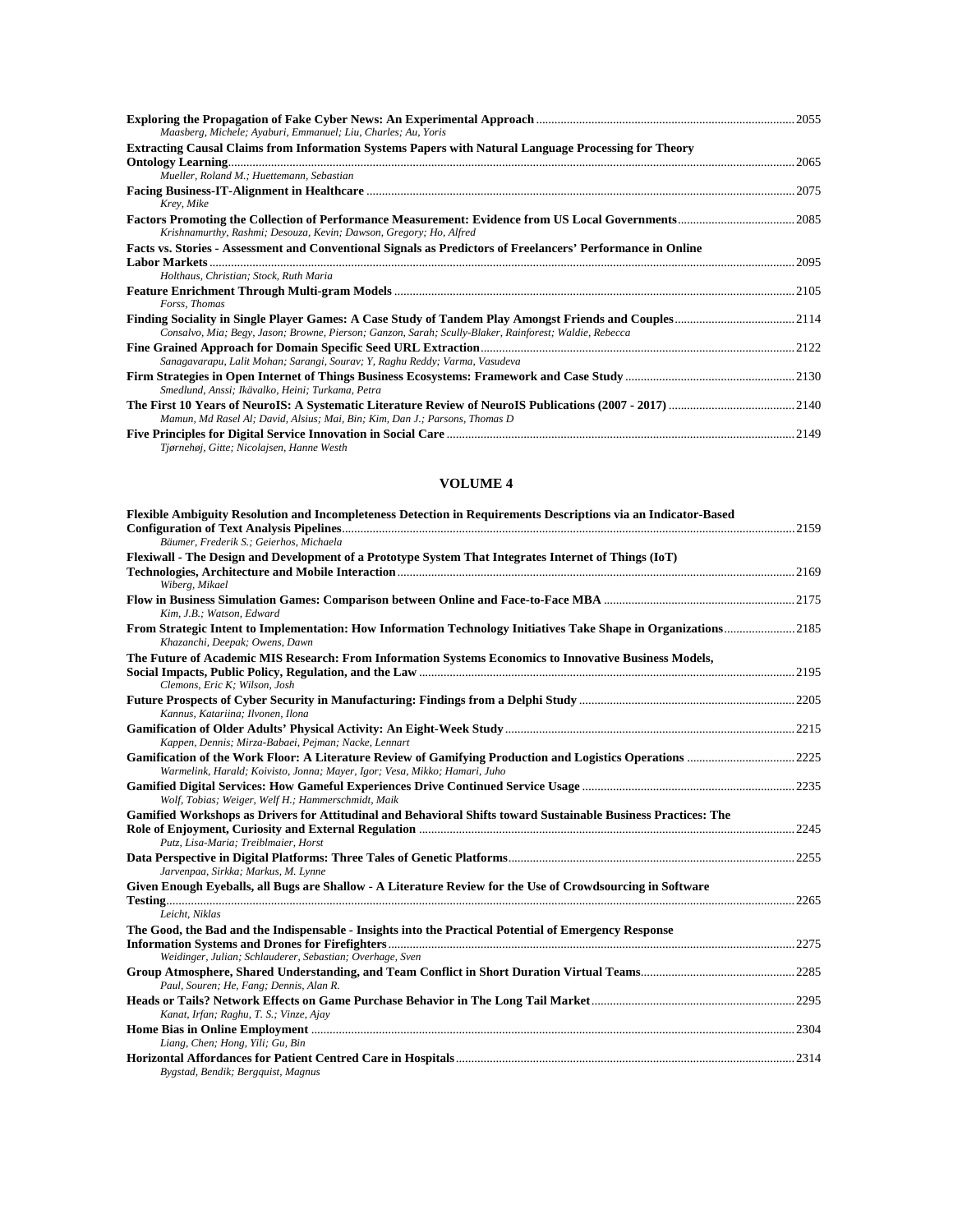**Exploring the Propagation of Fake Cyber News: An Experimental Approach** .......... 2055
*Maasberg, Michele; Ayaburi, Emmanuel; Liu, Charles; Au, Yoris*

**Extracting Causal Claims from Information Systems Papers with Natural Language Processing for Theory Ontology Learning** .......... 2065
*Mueller, Roland M.; Huettemann, Sebastian*

**Facing Business-IT-Alignment in Healthcare** .......... 2075
*Krey, Mike*

**Factors Promoting the Collection of Performance Measurement: Evidence from US Local Governments** .......... 2085
*Krishnamurthy, Rashmi; Desouza, Kevin; Dawson, Gregory; Ho, Alfred*

**Facts vs. Stories - Assessment and Conventional Signals as Predictors of Freelancers' Performance in Online Labor Markets** .......... 2095
*Holthaus, Christian; Stock, Ruth Maria*

**Feature Enrichment Through Multi-gram Models** .......... 2105
*Forss, Thomas*

**Finding Sociality in Single Player Games: A Case Study of Tandem Play Amongst Friends and Couples** .......... 2114
*Consalvo, Mia; Begy, Jason; Browne, Pierson; Ganzon, Sarah; Scully-Blaker, Rainforest; Waldie, Rebecca*

**Fine Grained Approach for Domain Specific Seed URL Extraction** .......... 2122
*Sanagavarapu, Lalit Mohan; Sarangi, Sourav; Y, Raghu Reddy; Varma, Vasudeva*

**Firm Strategies in Open Internet of Things Business Ecosystems: Framework and Case Study** .......... 2130
*Smedlund, Anssi; Ikävalko, Heini; Turkama, Petra*

**The First 10 Years of NeuroIS: A Systematic Literature Review of NeuroIS Publications (2007 - 2017)** .......... 2140
*Mamun, Md Rasel Al; David, Alsius; Mai, Bin; Kim, Dan J.; Parsons, Thomas D*

**Five Principles for Digital Service Innovation in Social Care** .......... 2149
*Tjørnehøj, Gitte; Nicolajsen, Hanne Westh*

## VOLUME 4

**Flexible Ambiguity Resolution and Incompleteness Detection in Requirements Descriptions via an Indicator-Based Configuration of Text Analysis Pipelines** .......... 2159
*Bäumer, Frederik S.; Geierhos, Michaela*

**Flexiwall - The Design and Development of a Prototype System That Integrates Internet of Things (IoT) Technologies, Architecture and Mobile Interaction** .......... 2169
*Wiberg, Mikael*

**Flow in Business Simulation Games: Comparison between Online and Face-to-Face MBA** .......... 2175
*Kim, J.B.; Watson, Edward*

**From Strategic Intent to Implementation: How Information Technology Initiatives Take Shape in Organizations** .......... 2185
*Khazanchi, Deepak; Owens, Dawn*

**The Future of Academic MIS Research: From Information Systems Economics to Innovative Business Models, Social Impacts, Public Policy, Regulation, and the Law** .......... 2195
*Clemons, Eric K; Wilson, Josh*

**Future Prospects of Cyber Security in Manufacturing: Findings from a Delphi Study** .......... 2205
*Kannus, Katariina; Ilvonen, Ilona*

**Gamification of Older Adults' Physical Activity: An Eight-Week Study** .......... 2215
*Kappen, Dennis; Mirza-Babaei, Pejman; Nacke, Lennart*

**Gamification of the Work Floor: A Literature Review of Gamifying Production and Logistics Operations** .......... 2225
*Warmelink, Harald; Koivisto, Jonna; Mayer, Igor; Vesa, Mikko; Hamari, Juho*

**Gamified Digital Services: How Gameful Experiences Drive Continued Service Usage** .......... 2235
*Wolf, Tobias; Weiger, Welf H.; Hammerschmidt, Maik*

**Gamified Workshops as Drivers for Attitudinal and Behavioral Shifts toward Sustainable Business Practices: The Role of Enjoyment, Curiosity and External Regulation** .......... 2245
*Putz, Lisa-Maria; Treiblmaier, Horst*

**Data Perspective in Digital Platforms: Three Tales of Genetic Platforms** .......... 2255
*Jarvenpaa, Sirkka; Markus, M. Lynne*

**Given Enough Eyeballs, all Bugs are Shallow - A Literature Review for the Use of Crowdsourcing in Software Testing** .......... 2265
*Leicht, Niklas*

**The Good, the Bad and the Indispensable - Insights into the Practical Potential of Emergency Response Information Systems and Drones for Firefighters** .......... 2275
*Weidinger, Julian; Schlauderer, Sebastian; Overhage, Sven*

**Group Atmosphere, Shared Understanding, and Team Conflict in Short Duration Virtual Teams** .......... 2285
*Paul, Souren; He, Fang; Dennis, Alan R.*

**Heads or Tails? Network Effects on Game Purchase Behavior in The Long Tail Market** .......... 2295
*Kanat, Irfan; Raghu, T. S.; Vinze, Ajay*

**Home Bias in Online Employment** .......... 2304
*Liang, Chen; Hong, Yili; Gu, Bin*

**Horizontal Affordances for Patient Centred Care in Hospitals** .......... 2314
*Bygstad, Bendik; Bergquist, Magnus*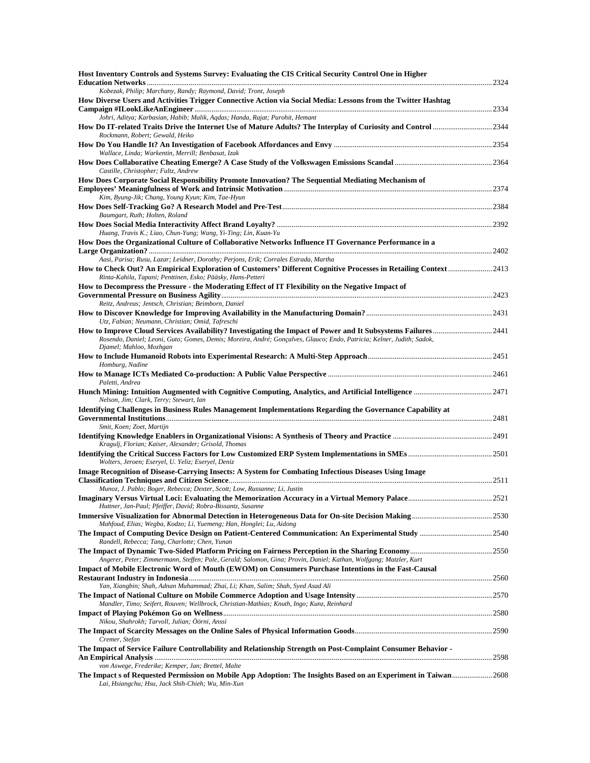**Host Inventory Controls and Systems Survey: Evaluating the CIS Critical Security Control One in Higher Education Networks** ........ 2324
*Kobezak, Philip; Marchany, Randy; Raymond, David; Tront, Joseph*

**How Diverse Users and Activities Trigger Connective Action via Social Media: Lessons from the Twitter Hashtag Campaign #ILookLikeAnEngineer** ........ 2334
*Johri, Aditya; Karbasian, Habib; Malik, Aqdas; Handa, Rajat; Purohit, Hemant*

**How Do IT-related Traits Drive the Internet Use of Mature Adults? The Interplay of Curiosity and Control** ........ 2344
*Rockmann, Robert; Gewald, Heiko*

**How Do You Handle It? An Investigation of Facebook Affordances and Envy** ........ 2354
*Wallace, Linda; Warkentin, Merrill; Benbasat, Izak*

**How Does Collaborative Cheating Emerge? A Case Study of the Volkswagen Emissions Scandal** ........ 2364
*Castille, Christopher; Fultz, Andrew*

**How Does Corporate Social Responsibility Promote Innovation? The Sequential Mediating Mechanism of Employees' Meaningfulness of Work and Intrinsic Motivation** ........ 2374
*Kim, Byung-Jik; Chang, Young Kyun; Kim, Tae-Hyun*

**How Does Self-Tracking Go? A Research Model and Pre-Test** ........ 2384
*Baumgart, Ruth; Holten, Roland*

**How Does Social Media Interactivity Affect Brand Loyalty?** ........ 2392
*Huang, Travis K.; Liao, Chun-Yung; Wang, Yi-Ting; Lin, Kuan-Yu*

**How Does the Organizational Culture of Collaborative Networks Influence IT Governance Performance in a Large Organization?** ........ 2402
*Aasi, Parisa; Rusu, Lazar; Leidner, Dorothy; Perjons, Erik; Corrales Estrada, Martha*

**How to Check Out? An Empirical Exploration of Customers' Different Cognitive Processes in Retailing Context** ........ 2413
*Rinta-Kahila, Tapani; Penttinen, Esko; Pääsky, Hans-Petteri*

**How to Decompress the Pressure - the Moderating Effect of IT Flexibility on the Negative Impact of Governmental Pressure on Business Agility** ........ 2423
*Reitz, Andreas; Jentsch, Christian; Beimborn, Daniel*

**How to Discover Knowledge for Improving Availability in the Manufacturing Domain?** ........ 2431
*Utz, Fabian; Neumann, Christian; Omid, Tafreschi*

**How to Improve Cloud Services Availability? Investigating the Impact of Power and It Subsystems Failures** ........ 2441
*Rosendo, Daniel; Leoni, Guto; Gomes, Demis; Moreira, André; Gonçalves, Glauco; Endo, Patricia; Kelner, Judith; Sadok, Djamel; Mahloo, Mozhgan*

**How to Include Humanoid Robots into Experimental Research: A Multi-Step Approach** ........ 2451
*Homburg, Nadine*

**How to Manage ICTs Mediated Co-production: A Public Value Perspective** ........ 2461
*Paletti, Andrea*

**Hunch Mining: Intuition Augmented with Cognitive Computing, Analytics, and Artificial Intelligence** ........ 2471
*Nelson, Jim; Clark, Terry; Stewart, Ian*

**Identifying Challenges in Business Rules Management Implementations Regarding the Governance Capability at Governmental Institutions** ........ 2481
*Smit, Koen; Zoet, Martijn*

**Identifying Knowledge Enablers in Organizational Visions: A Synthesis of Theory and Practice** ........ 2491
*Kragulj, Florian; Kaiser, Alexander; Grisold, Thomas*

**Identifying the Critical Success Factors for Low Customized ERP System Implementations in SMEs** ........ 2501
*Wolters, Jeroen; Eseryel, U. Yeliz; Eseryel, Deniz*

**Image Recognition of Disease-Carrying Insects: A System for Combating Infectious Diseases Using Image Classification Techniques and Citizen Science** ........ 2511
*Munoz, J. Pablo; Boger, Rebecca; Dexter, Scott; Low, Russanne; Li, Justin*

**Imaginary Versus Virtual Loci: Evaluating the Memorization Accuracy in a Virtual Memory Palace** ........ 2521
*Huttner, Jan-Paul; Pfeiffer, David; Robra-Bissantz, Susanne*

**Immersive Visualization for Abnormal Detection in Heterogeneous Data for On-site Decision Making** ........ 2530
*Mahfoud, Elias; Wegba, Kodzo; Li, Yuemeng; Han, Honglei; Lu, Aidong*

**The Impact of Computing Device Design on Patient-Centered Communication: An Experimental Study** ........ 2540
*Randell, Rebecca; Tang, Charlotte; Chen, Yunan*

**The Impact of Dynamic Two-Sided Platform Pricing on Fairness Perception in the Sharing Economy** ........ 2550
*Angerer, Peter; Zimmermann, Steffen; Pale, Gerald; Salomon, Gina; Provin, Daniel; Kathan, Wolfgang; Matzler, Kurt*

**Impact of Mobile Electronic Word of Mouth (EWOM) on Consumers Purchase Intentions in the Fast-Causal Restaurant Industry in Indonesia** ........ 2560
*Yan, Xiangbin; Shah, Adnan Muhammad; Zhai, Li; Khan, Salim; Shah, Syed Asad Ali*

**The Impact of National Culture on Mobile Commerce Adoption and Usage Intensity** ........ 2570
*Mandler, Timo; Seifert, Rouven; Wellbrock, Christian-Mathias; Knuth, Ingo; Kunz, Reinhard*

**Impact of Playing Pokémon Go on Wellness** ........ 2580
*Nikou, Shahrokh; Tarvoll, Julian; Öörni, Anssi*

**The Impact of Scarcity Messages on the Online Sales of Physical Information Goods** ........ 2590
*Cremer, Stefan*

**The Impact of Service Failure Controllability and Relationship Strength on Post-Complaint Consumer Behavior - An Empirical Analysis** ........ 2598
*von Aswege, Frederike; Kemper, Jan; Brettel, Malte*

**The Impact s of Requested Permission on Mobile App Adoption: The Insights Based on an Experiment in Taiwan** ........ 2608
*Lai, Hsiangchu; Hsu, Jack Shih-Chieh; Wu, Min-Xun*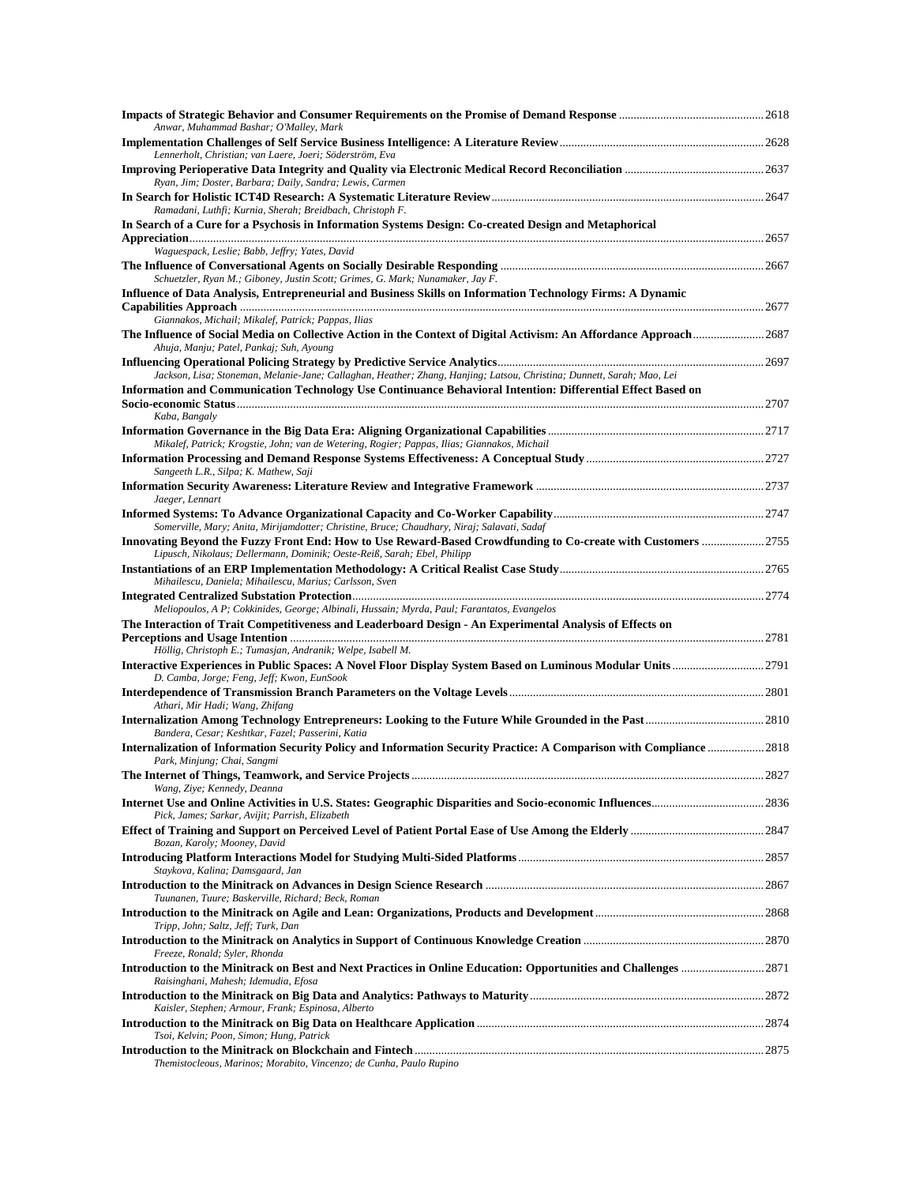**Impacts of Strategic Behavior and Consumer Requirements on the Promise of Demand Response** ........ 2618
*Anwar, Muhammad Bashar; O'Malley, Mark*

**Implementation Challenges of Self Service Business Intelligence: A Literature Review** ........ 2628
*Lennerholt, Christian; van Laere, Joeri; Söderström, Eva*

**Improving Perioperative Data Integrity and Quality via Electronic Medical Record Reconciliation** ........ 2637
*Ryan, Jim; Doster, Barbara; Daily, Sandra; Lewis, Carmen*

**In Search for Holistic ICT4D Research: A Systematic Literature Review** ........ 2647
*Ramadani, Luthfi; Kurnia, Sherah; Breidbach, Christoph F.*

**In Search of a Cure for a Psychosis in Information Systems Design: Co-created Design and Metaphorical Appreciation** ........ 2657
*Waguespack, Leslie; Babb, Jeffry; Yates, David*

**The Influence of Conversational Agents on Socially Desirable Responding** ........ 2667
*Schuetzler, Ryan M.; Giboney, Justin Scott; Grimes, G. Mark; Nunamaker, Jay F.*

**Influence of Data Analysis, Entrepreneurial and Business Skills on Information Technology Firms: A Dynamic Capabilities Approach** ........ 2677
*Giannakos, Michail; Mikalef, Patrick; Pappas, Ilias*

**The Influence of Social Media on Collective Action in the Context of Digital Activism: An Affordance Approach** ........ 2687
*Ahuja, Manju; Patel, Pankaj; Suh, Ayoung*

**Influencing Operational Policing Strategy by Predictive Service Analytics** ........ 2697
*Jackson, Lisa; Stoneman, Melanie-Jane; Callaghan, Heather; Zhang, Hanjing; Latsou, Christina; Dunnett, Sarah; Mao, Lei*

**Information and Communication Technology Use Continuance Behavioral Intention: Differential Effect Based on Socio-economic Status** ........ 2707
*Kaba, Bangaly*

**Information Governance in the Big Data Era: Aligning Organizational Capabilities** ........ 2717
*Mikalef, Patrick; Krogstie, John; van de Wetering, Rogier; Pappas, Ilias; Giannakos, Michail*

**Information Processing and Demand Response Systems Effectiveness: A Conceptual Study** ........ 2727
*Sangeeth L.R., Silpa; K. Mathew, Saji*

**Information Security Awareness: Literature Review and Integrative Framework** ........ 2737
*Jaeger, Lennart*

**Informed Systems: To Advance Organizational Capacity and Co-Worker Capability** ........ 2747
*Somerville, Mary; Anita, Mirijamdotter; Christine, Bruce; Chaudhary, Niraj; Salavati, Sadaf*

**Innovating Beyond the Fuzzy Front End: How to Use Reward-Based Crowdfunding to Co-create with Customers** ........ 2755
*Lipusch, Nikolaus; Dellermann, Dominik; Oeste-Reiß, Sarah; Ebel, Philipp*

**Instantiations of an ERP Implementation Methodology: A Critical Realist Case Study** ........ 2765
*Mihailescu, Daniela; Mihailescu, Marius; Carlsson, Sven*

**Integrated Centralized Substation Protection** ........ 2774
*Meliopoulos, A P; Cokkinides, George; Albinali, Hussain; Myrda, Paul; Farantatos, Evangelos*

**The Interaction of Trait Competitiveness and Leaderboard Design - An Experimental Analysis of Effects on Perceptions and Usage Intention** ........ 2781
*Höllig, Christoph E.; Tumasjan, Andranik; Welpe, Isabell M.*

**Interactive Experiences in Public Spaces: A Novel Floor Display System Based on Luminous Modular Units** ........ 2791
*D. Camba, Jorge; Feng, Jeff; Kwon, EunSook*

**Interdependence of Transmission Branch Parameters on the Voltage Levels** ........ 2801
*Athari, Mir Hadi; Wang, Zhifang*

**Internalization Among Technology Entrepreneurs: Looking to the Future While Grounded in the Past** ........ 2810
*Bandera, Cesar; Keshtkar, Fazel; Passerini, Katia*

**Internalization of Information Security Policy and Information Security Practice: A Comparison with Compliance** ........ 2818
*Park, Minjung; Chai, Sangmi*

**The Internet of Things, Teamwork, and Service Projects** ........ 2827
*Wang, Ziye; Kennedy, Deanna*

**Internet Use and Online Activities in U.S. States: Geographic Disparities and Socio-economic Influences** ........ 2836
*Pick, James; Sarkar, Avijit; Parrish, Elizabeth*

**Effect of Training and Support on Perceived Level of Patient Portal Ease of Use Among the Elderly** ........ 2847
*Bozan, Karoly; Mooney, David*

**Introducing Platform Interactions Model for Studying Multi-Sided Platforms** ........ 2857
*Staykova, Kalina; Damsgaard, Jan*

**Introduction to the Minitrack on Advances in Design Science Research** ........ 2867
*Tuunanen, Tuure; Baskerville, Richard; Beck, Roman*

**Introduction to the Minitrack on Agile and Lean: Organizations, Products and Development** ........ 2868
*Tripp, John; Saltz, Jeff; Turk, Dan*

**Introduction to the Minitrack on Analytics in Support of Continuous Knowledge Creation** ........ 2870
*Freeze, Ronald; Syler, Rhonda*

**Introduction to the Minitrack on Best and Next Practices in Online Education: Opportunities and Challenges** ........ 2871
*Raisinghani, Mahesh; Idemudia, Efosa*

**Introduction to the Minitrack on Big Data and Analytics: Pathways to Maturity** ........ 2872
*Kaisler, Stephen; Armour, Frank; Espinosa, Alberto*

**Introduction to the Minitrack on Big Data on Healthcare Application** ........ 2874
*Tsoi, Kelvin; Poon, Simon; Hung, Patrick*

**Introduction to the Minitrack on Blockchain and Fintech** ........ 2875
*Themistocleous, Marinos; Morabito, Vincenzo; de Cunha, Paulo Rupino*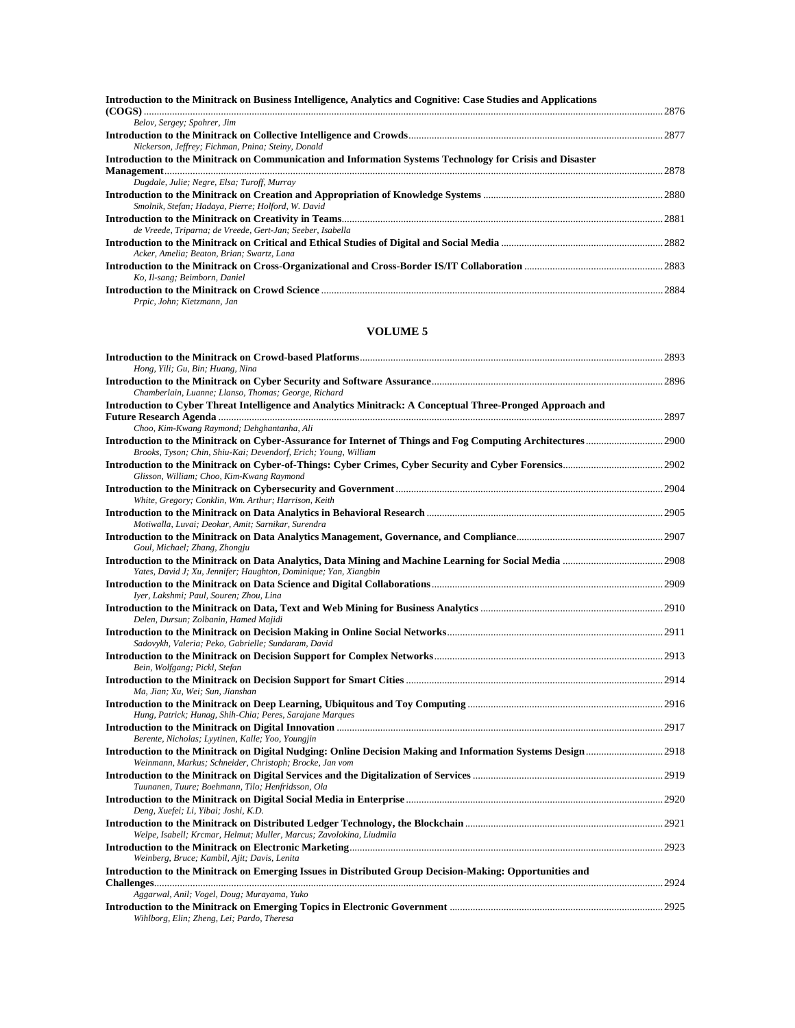**Introduction to the Minitrack on Business Intelligence, Analytics and Cognitive: Case Studies and Applications (COGS)** ........ 2876
*Belov, Sergey; Spohrer, Jim*

**Introduction to the Minitrack on Collective Intelligence and Crowds** ........ 2877
*Nickerson, Jeffrey; Fichman, Pnina; Steiny, Donald*

**Introduction to the Minitrack on Communication and Information Systems Technology for Crisis and Disaster Management** ........ 2878
*Dugdale, Julie; Negre, Elsa; Turoff, Murray*

**Introduction to the Minitrack on Creation and Appropriation of Knowledge Systems** ........ 2880
*Smolnik, Stefan; Hadaya, Pierre; Holford, W. David*

**Introduction to the Minitrack on Creativity in Teams** ........ 2881
*de Vreede, Triparna; de Vreede, Gert-Jan; Seeber, Isabella*

**Introduction to the Minitrack on Critical and Ethical Studies of Digital and Social Media** ........ 2882
*Acker, Amelia; Beaton, Brian; Swartz, Lana*

**Introduction to the Minitrack on Cross-Organizational and Cross-Border IS/IT Collaboration** ........ 2883
*Ko, Il-sang; Beimborn, Daniel*

**Introduction to the Minitrack on Crowd Science** ........ 2884
*Prpic, John; Kietzmann, Jan*

## VOLUME 5

**Introduction to the Minitrack on Crowd-based Platforms** ........ 2893
*Hong, Yili; Gu, Bin; Huang, Nina*

**Introduction to the Minitrack on Cyber Security and Software Assurance** ........ 2896
*Chamberlain, Luanne; Llanso, Thomas; George, Richard*

**Introduction to Cyber Threat Intelligence and Analytics Minitrack: A Conceptual Three-Pronged Approach and Future Research Agenda** ........ 2897
*Choo, Kim-Kwang Raymond; Dehghantanha, Ali*

**Introduction to the Minitrack on Cyber-Assurance for Internet of Things and Fog Computing Architectures** ........ 2900
*Brooks, Tyson; Chin, Shiu-Kai; Devendorf, Erich; Young, William*

**Introduction to the Minitrack on Cyber-of-Things: Cyber Crimes, Cyber Security and Cyber Forensics** ........ 2902
*Glisson, William; Choo, Kim-Kwang Raymond*

**Introduction to the Minitrack on Cybersecurity and Government** ........ 2904
*White, Gregory; Conklin, Wm. Arthur; Harrison, Keith*

**Introduction to the Minitrack on Data Analytics in Behavioral Research** ........ 2905
*Motiwalla, Luvai; Deokar, Amit; Sarnikar, Surendra*

**Introduction to the Minitrack on Data Analytics Management, Governance, and Compliance** ........ 2907
*Goul, Michael; Zhang, Zhongju*

**Introduction to the Minitrack on Data Analytics, Data Mining and Machine Learning for Social Media** ........ 2908
*Yates, David J; Xu, Jennifer; Haughton, Dominique; Yan, Xiangbin*

**Introduction to the Minitrack on Data Science and Digital Collaborations** ........ 2909
*Iyer, Lakshmi; Paul, Souren; Zhou, Lina*

**Introduction to the Minitrack on Data, Text and Web Mining for Business Analytics** ........ 2910
*Delen, Dursun; Zolbanin, Hamed Majidi*

**Introduction to the Minitrack on Decision Making in Online Social Networks** ........ 2911
*Sadovykh, Valeria; Peko, Gabrielle; Sundaram, David*

**Introduction to the Minitrack on Decision Support for Complex Networks** ........ 2913
*Bein, Wolfgang; Pickl, Stefan*

**Introduction to the Minitrack on Decision Support for Smart Cities** ........ 2914
*Ma, Jian; Xu, Wei; Sun, Jianshan*

**Introduction to the Minitrack on Deep Learning, Ubiquitous and Toy Computing** ........ 2916
*Hung, Patrick; Hunag, Shih-Chia; Peres, Sarajane Marques*

**Introduction to the Minitrack on Digital Innovation** ........ 2917
*Berente, Nicholas; Lyytinen, Kalle; Yoo, Youngjin*

**Introduction to the Minitrack on Digital Nudging: Online Decision Making and Information Systems Design** ........ 2918
*Weinmann, Markus; Schneider, Christoph; Brocke, Jan vom*

**Introduction to the Minitrack on Digital Services and the Digitalization of Services** ........ 2919
*Tuunanen, Tuure; Boehmann, Tilo; Henfridsson, Ola*

**Introduction to the Minitrack on Digital Social Media in Enterprise** ........ 2920
*Deng, Xuefei; Li, Yibai; Joshi, K.D.*

**Introduction to the Minitrack on Distributed Ledger Technology, the Blockchain** ........ 2921
*Welpe, Isabell; Krcmar, Helmut; Muller, Marcus; Zavolokina, Liudmila*

**Introduction to the Minitrack on Electronic Marketing** ........ 2923
*Weinberg, Bruce; Kambil, Ajit; Davis, Lenita*

**Introduction to the Minitrack on Emerging Issues in Distributed Group Decision-Making: Opportunities and Challenges** ........ 2924
*Aggarwal, Anil; Vogel, Doug; Murayama, Yuko*

**Introduction to the Minitrack on Emerging Topics in Electronic Government** ........ 2925
*Wihlborg, Elin; Zheng, Lei; Pardo, Theresa*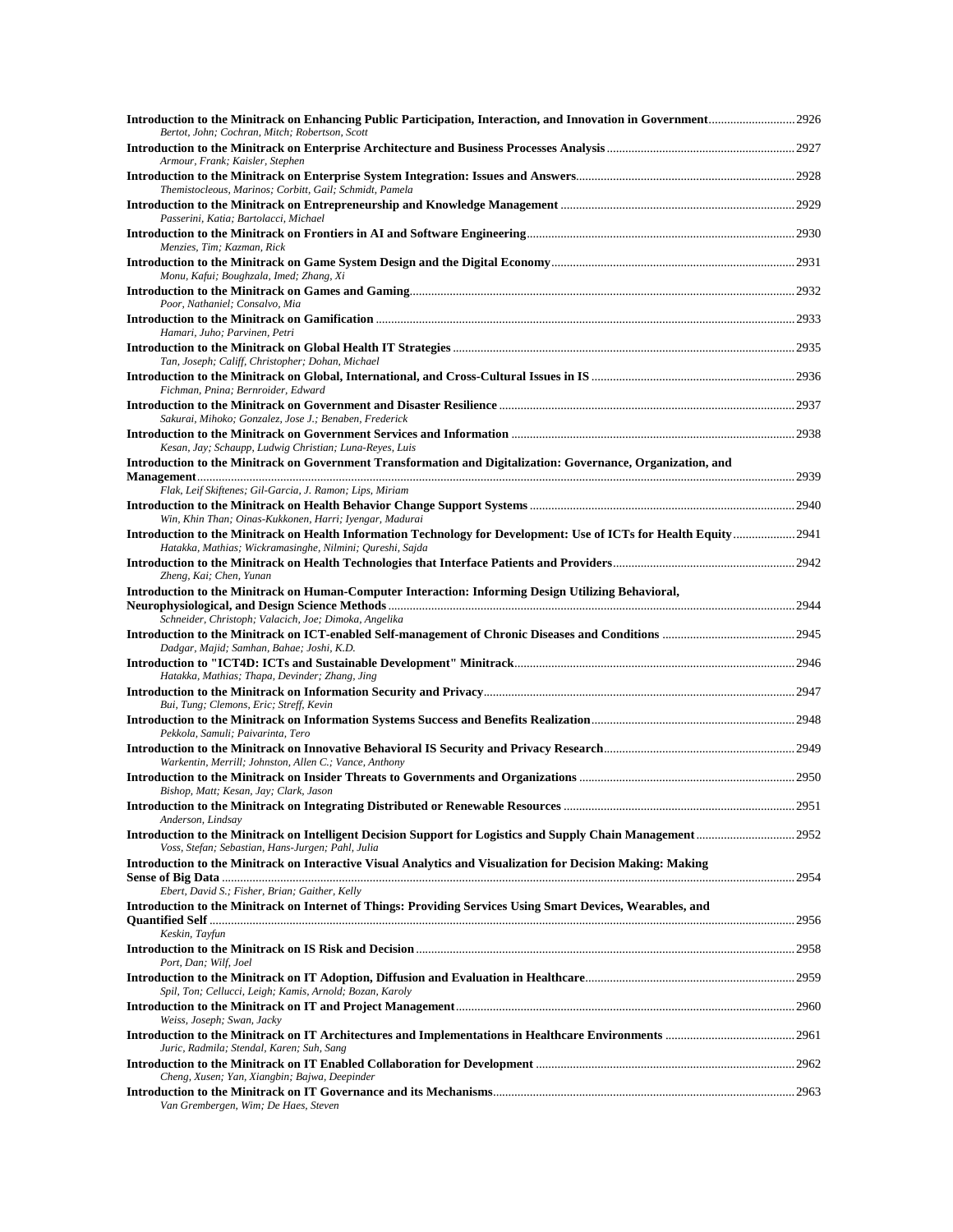**Introduction to the Minitrack on Enhancing Public Participation, Interaction, and Innovation in Government** ............................ 2926
*Bertot, John; Cochran, Mitch; Robertson, Scott*

**Introduction to the Minitrack on Enterprise Architecture and Business Processes Analysis** ............................ 2927
*Armour, Frank; Kaisler, Stephen*

**Introduction to the Minitrack on Enterprise System Integration: Issues and Answers** ............................ 2928
*Themistocleous, Marinos; Corbitt, Gail; Schmidt, Pamela*

**Introduction to the Minitrack on Entrepreneurship and Knowledge Management** ............................ 2929
*Passerini, Katia; Bartolacci, Michael*

**Introduction to the Minitrack on Frontiers in AI and Software Engineering** ............................ 2930
*Menzies, Tim; Kazman, Rick*

**Introduction to the Minitrack on Game System Design and the Digital Economy** ............................ 2931
*Monu, Kafui; Boughzala, Imed; Zhang, Xi*

**Introduction to the Minitrack on Games and Gaming** ............................ 2932
*Poor, Nathaniel; Consalvo, Mia*

**Introduction to the Minitrack on Gamification** ............................ 2933
*Hamari, Juho; Parvinen, Petri*

**Introduction to the Minitrack on Global Health IT Strategies** ............................ 2935
*Tan, Joseph; Califf, Christopher; Dohan, Michael*

**Introduction to the Minitrack on Global, International, and Cross-Cultural Issues in IS** ............................ 2936
*Fichman, Pnina; Bernroider, Edward*

**Introduction to the Minitrack on Government and Disaster Resilience** ............................ 2937
*Sakurai, Mihoko; Gonzalez, Jose J.; Benaben, Frederick*

**Introduction to the Minitrack on Government Services and Information** ............................ 2938
*Kesan, Jay; Schaupp, Ludwig Christian; Luna-Reyes, Luis*

**Introduction to the Minitrack on Government Transformation and Digitalization: Governance, Organization, and Management** ............................ 2939
*Flak, Leif Skiftenes; Gil-Garcia, J. Ramon; Lips, Miriam*

**Introduction to the Minitrack on Health Behavior Change Support Systems** ............................ 2940
*Win, Khin Than; Oinas-Kukkonen, Harri; Iyengar, Madurai*

**Introduction to the Minitrack on Health Information Technology for Development: Use of ICTs for Health Equity** ............................ 2941
*Hatakka, Mathias; Wickramasinghe, Nilmini; Qureshi, Sajda*

**Introduction to the Minitrack on Health Technologies that Interface Patients and Providers** ............................ 2942
*Zheng, Kai; Chen, Yunan*

**Introduction to the Minitrack on Human-Computer Interaction: Informing Design Utilizing Behavioral, Neurophysiological, and Design Science Methods** ............................ 2944
*Schneider, Christoph; Valacich, Joe; Dimoka, Angelika*

**Introduction to the Minitrack on ICT-enabled Self-management of Chronic Diseases and Conditions** ............................ 2945
*Dadgar, Majid; Samhan, Bahae; Joshi, K.D.*

**Introduction to "ICT4D: ICTs and Sustainable Development" Minitrack** ............................ 2946
*Hatakka, Mathias; Thapa, Devinder; Zhang, Jing*

**Introduction to the Minitrack on Information Security and Privacy** ............................ 2947
*Bui, Tung; Clemons, Eric; Streff, Kevin*

**Introduction to the Minitrack on Information Systems Success and Benefits Realization** ............................ 2948
*Pekkola, Samuli; Paivarinta, Tero*

**Introduction to the Minitrack on Innovative Behavioral IS Security and Privacy Research** ............................ 2949
*Warkentin, Merrill; Johnston, Allen C.; Vance, Anthony*

**Introduction to the Minitrack on Insider Threats to Governments and Organizations** ............................ 2950
*Bishop, Matt; Kesan, Jay; Clark, Jason*

**Introduction to the Minitrack on Integrating Distributed or Renewable Resources** ............................ 2951
*Anderson, Lindsay*

**Introduction to the Minitrack on Intelligent Decision Support for Logistics and Supply Chain Management** ............................ 2952
*Voss, Stefan; Sebastian, Hans-Jurgen; Pahl, Julia*

**Introduction to the Minitrack on Interactive Visual Analytics and Visualization for Decision Making: Making Sense of Big Data** ............................ 2954
*Ebert, David S.; Fisher, Brian; Gaither, Kelly*

**Introduction to the Minitrack on Internet of Things: Providing Services Using Smart Devices, Wearables, and Quantified Self** ............................ 2956
*Keskin, Tayfun*

**Introduction to the Minitrack on IS Risk and Decision** ............................ 2958
*Port, Dan; Wilf, Joel*

**Introduction to the Minitrack on IT Adoption, Diffusion and Evaluation in Healthcare** ............................ 2959
*Spil, Ton; Cellucci, Leigh; Kamis, Arnold; Bozan, Karoly*

**Introduction to the Minitrack on IT and Project Management** ............................ 2960
*Weiss, Joseph; Swan, Jacky*

**Introduction to the Minitrack on IT Architectures and Implementations in Healthcare Environments** ............................ 2961
*Juric, Radmila; Stendal, Karen; Suh, Sang*

**Introduction to the Minitrack on IT Enabled Collaboration for Development** ............................ 2962
*Cheng, Xusen; Yan, Xiangbin; Bajwa, Deepinder*

**Introduction to the Minitrack on IT Governance and its Mechanisms** ............................ 2963
*Van Grembergen, Wim; De Haes, Steven*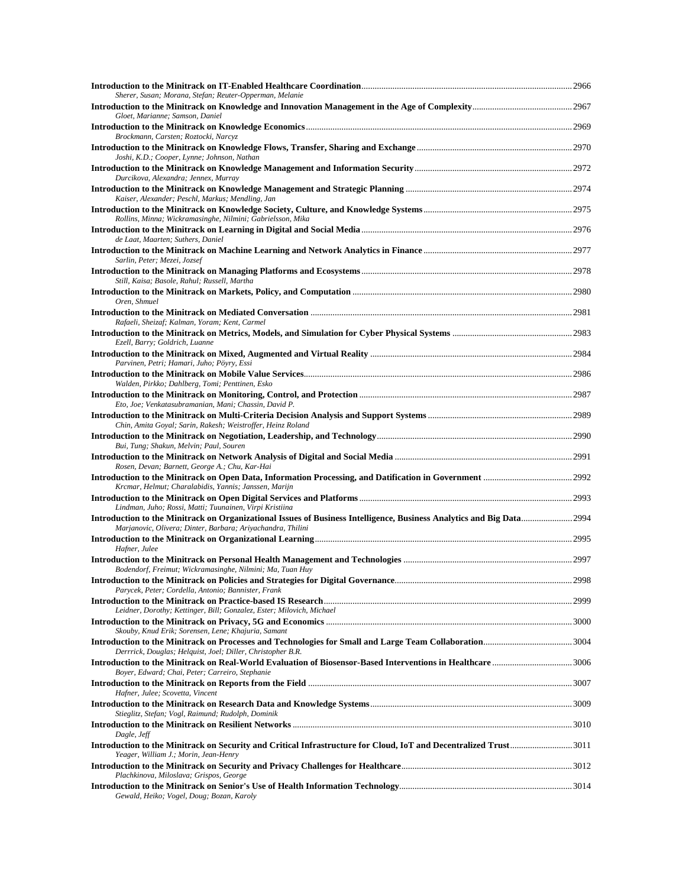**Introduction to the Minitrack on IT-Enabled Healthcare Coordination** .......... 2966
*Sherer, Susan; Morana, Stefan; Reuter-Opperman, Melanie*

**Introduction to the Minitrack on Knowledge and Innovation Management in the Age of Complexity** .......... 2967
*Gloet, Marianne; Samson, Daniel*

**Introduction to the Minitrack on Knowledge Economics** .......... 2969
*Brockmann, Carsten; Roztocki, Narcyz*

**Introduction to the Minitrack on Knowledge Flows, Transfer, Sharing and Exchange** .......... 2970
*Joshi, K.D.; Cooper, Lynne; Johnson, Nathan*

**Introduction to the Minitrack on Knowledge Management and Information Security** .......... 2972
*Durcikova, Alexandra; Jennex, Murray*

**Introduction to the Minitrack on Knowledge Management and Strategic Planning** .......... 2974
*Kaiser, Alexander; Peschl, Markus; Mendling, Jan*

**Introduction to the Minitrack on Knowledge Society, Culture, and Knowledge Systems** .......... 2975
*Rollins, Minna; Wickramasinghe, Nilmini; Gabrielsson, Mika*

**Introduction to the Minitrack on Learning in Digital and Social Media** .......... 2976
*de Laat, Maarten; Suthers, Daniel*

**Introduction to the Minitrack on Machine Learning and Network Analytics in Finance** .......... 2977
*Sarlin, Peter; Mezei, Jozsef*

**Introduction to the Minitrack on Managing Platforms and Ecosystems** .......... 2978
*Still, Kaisa; Basole, Rahul; Russell, Martha*

**Introduction to the Minitrack on Markets, Policy, and Computation** .......... 2980
*Oren, Shmuel*

**Introduction to the Minitrack on Mediated Conversation** .......... 2981
*Rafaeli, Sheizaf; Kalman, Yoram; Kent, Carmel*

**Introduction to the Minitrack on Metrics, Models, and Simulation for Cyber Physical Systems** .......... 2983
*Ezell, Barry; Goldrich, Luanne*

**Introduction to the Minitrack on Mixed, Augmented and Virtual Reality** .......... 2984
*Parvinen, Petri; Hamari, Juho; Pöyry, Essi*

**Introduction to the Minitrack on Mobile Value Services** .......... 2986
*Walden, Pirkko; Dahlberg, Tomi; Penttinen, Esko*

**Introduction to the Minitrack on Monitoring, Control, and Protection** .......... 2987
*Eto, Joe; Venkatasubramanian, Mani; Chassin, David P.*

**Introduction to the Minitrack on Multi-Criteria Decision Analysis and Support Systems** .......... 2989
*Chin, Amita Goyal; Sarin, Rakesh; Weistroffer, Heinz Roland*

**Introduction to the Minitrack on Negotiation, Leadership, and Technology** .......... 2990
*Bui, Tung; Shakun, Melvin; Paul, Souren*

**Introduction to the Minitrack on Network Analysis of Digital and Social Media** .......... 2991
*Rosen, Devan; Barnett, George A.; Chu, Kar-Hai*

**Introduction to the Minitrack on Open Data, Information Processing, and Datification in Government** .......... 2992
*Krcmar, Helmut; Charalabidis, Yannis; Janssen, Marijn*

**Introduction to the Minitrack on Open Digital Services and Platforms** .......... 2993
*Lindman, Juho; Rossi, Matti; Tuunainen, Virpi Kristiina*

**Introduction to the Minitrack on Organizational Issues of Business Intelligence, Business Analytics and Big Data** .......... 2994
*Marjanovic, Olivera; Dinter, Barbara; Ariyachandra, Thilini*

**Introduction to the Minitrack on Organizational Learning** .......... 2995
*Hafner, Julee*

**Introduction to the Minitrack on Personal Health Management and Technologies** .......... 2997
*Bodendorf, Freimut; Wickramasinghe, Nilmini; Ma, Tuan Huy*

**Introduction to the Minitrack on Policies and Strategies for Digital Governance** .......... 2998
*Parycek, Peter; Cordella, Antonio; Bannister, Frank*

**Introduction to the Minitrack on Practice-based IS Research** .......... 2999
*Leidner, Dorothy; Kettinger, Bill; Gonzalez, Ester; Milovich, Michael*

**Introduction to the Minitrack on Privacy, 5G and Economics** .......... 3000
*Skouby, Knud Erik; Sorensen, Lene; Khajuria, Samant*

**Introduction to the Minitrack on Processes and Technologies for Small and Large Team Collaboration** .......... 3004
*Derrrick, Douglas; Helquist, Joel; Diller, Christopher B.R.*

**Introduction to the Minitrack on Real-World Evaluation of Biosensor-Based Interventions in Healthcare** .......... 3006
*Boyer, Edward; Chai, Peter; Carreiro, Stephanie*

**Introduction to the Minitrack on Reports from the Field** .......... 3007
*Hafner, Julee; Scovetta, Vincent*

**Introduction to the Minitrack on Research Data and Knowledge Systems** .......... 3009
*Stieglitz, Stefan; Vogl, Raimund; Rudolph, Dominik*

**Introduction to the Minitrack on Resilient Networks** .......... 3010
*Dagle, Jeff*

**Introduction to the Minitrack on Security and Critical Infrastructure for Cloud, IoT and Decentralized Trust** .......... 3011
*Yeager, William J.; Morin, Jean-Henry*

**Introduction to the Minitrack on Security and Privacy Challenges for Healthcare** .......... 3012
*Plachkinova, Miloslava; Grispos, George*

**Introduction to the Minitrack on Senior's Use of Health Information Technology** .......... 3014
*Gewald, Heiko; Vogel, Doug; Bozan, Karoly*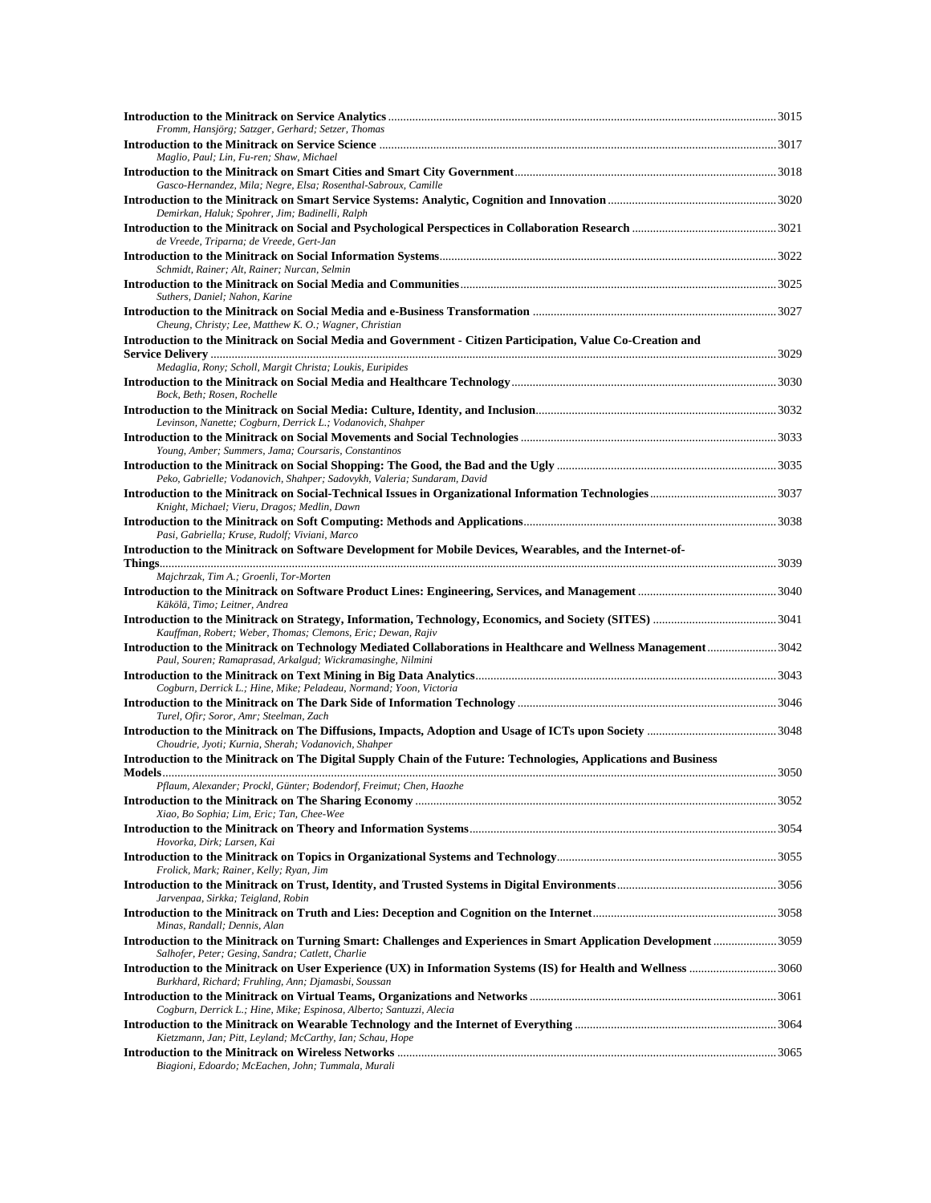**Introduction to the Minitrack on Service Analytics** ........................................................................................................................3015
*Fromm, Hansjörg; Satzger, Gerhard; Setzer, Thomas*

**Introduction to the Minitrack on Service Science** ...........................................................................................................................3017
*Maglio, Paul; Lin, Fu-ren; Shaw, Michael*

**Introduction to the Minitrack on Smart Cities and Smart City Government**.......................................................................................3018
*Gasco-Hernandez, Mila; Negre, Elsa; Rosenthal-Sabroux, Camille*

**Introduction to the Minitrack on Smart Service Systems: Analytic, Cognition and Innovation**........................................................3020
*Demirkan, Haluk; Spohrer, Jim; Badinelli, Ralph*

**Introduction to the Minitrack on Social and Psychological Perspectives in Collaboration Research** ................................................3021
*de Vreede, Triparna; de Vreede, Gert-Jan*

**Introduction to the Minitrack on Social Information Systems**...............................................................................................................3022
*Schmidt, Rainer; Alt, Rainer; Nurcan, Selmin*

**Introduction to the Minitrack on Social Media and Communities**.........................................................................................................3025
*Suthers, Daniel; Nahon, Karine*

**Introduction to the Minitrack on Social Media and e-Business Transformation** ..................................................................................3027
*Cheung, Christy; Lee, Matthew K. O.; Wagner, Christian*

**Introduction to the Minitrack on Social Media and Government - Citizen Participation, Value Co-Creation and Service Delivery** ....................................................................................................................................................................................3029
*Medaglia, Rony; Scholl, Margit Christa; Loukis, Euripides*

**Introduction to the Minitrack on Social Media and Healthcare Technology**........................................................................................3030
*Bock, Beth; Rosen, Rochelle*

**Introduction to the Minitrack on Social Media: Culture, Identity, and Inclusion**................................................................................3032
*Levinson, Nanette; Cogburn, Derrick L.; Vodanovich, Shahper*

**Introduction to the Minitrack on Social Movements and Social Technologies** .....................................................................................3033
*Young, Amber; Summers, Jama; Coursaris, Constantinos*

**Introduction to the Minitrack on Social Shopping: The Good, the Bad and the Ugly** .........................................................................3035
*Peko, Gabrielle; Vodanovich, Shahper; Sadovykh, Valeria; Sundaram, David*

**Introduction to the Minitrack on Social-Technical Issues in Organizational Information Technologies**...........................................3037
*Knight, Michael; Vieru, Dragos; Medlin, Dawn*

**Introduction to the Minitrack on Soft Computing: Methods and Applications**....................................................................................3038
*Pasi, Gabriella; Kruse, Rudolf; Viviani, Marco*

**Introduction to the Minitrack on Software Development for Mobile Devices, Wearables, and the Internet-of-Things**..........................................................................................................................................................................................3039
*Majchrzak, Tim A.; Groenli, Tor-Morten*

**Introduction to the Minitrack on Software Product Lines: Engineering, Services, and Management** ..............................................3040
*Käkölä, Timo; Leitner, Andrea*

**Introduction to the Minitrack on Strategy, Information, Technology, Economics, and Society (SITES)** .........................................3041
*Kauffman, Robert; Weber, Thomas; Clemons, Eric; Dewan, Rajiv*

**Introduction to the Minitrack on Technology Mediated Collaborations in Healthcare and Wellness Management** .......................3042
*Paul, Souren; Ramaprasad, Arkalgud; Wickramasinghe, Nilmini*

**Introduction to the Minitrack on Text Mining in Big Data Analytics**....................................................................................................3043
*Cogburn, Derrick L.; Hine, Mike; Peladeau, Normand; Yoon, Victoria*

**Introduction to the Minitrack on The Dark Side of Information Technology** ......................................................................................3046
*Turel, Ofir; Soror, Amr; Steelman, Zach*

**Introduction to the Minitrack on The Diffusions, Impacts, Adoption and Usage of ICTs upon Society** ...........................................3048
*Choudrie, Jyoti; Kurnia, Sherah; Vodanovich, Shahper*

**Introduction to the Minitrack on The Digital Supply Chain of the Future: Technologies, Applications and Business Models**...........................................................................................................................................................................................3050
*Pflaum, Alexander; Prockl, Günter; Bodendorf, Freimut; Chen, Haozhe*

**Introduction to the Minitrack on The Sharing Economy** ........................................................................................................................3052
*Xiao, Bo Sophia; Lim, Eric; Tan, Chee-Wee*

**Introduction to the Minitrack on Theory and Information Systems**......................................................................................................3054
*Hovorka, Dirk; Larsen, Kai*

**Introduction to the Minitrack on Topics in Organizational Systems and Technology**.........................................................................3055
*Frolick, Mark; Rainer, Kelly; Ryan, Jim*

**Introduction to the Minitrack on Trust, Identity, and Trusted Systems in Digital Environments**......................................................3056
*Jarvenpaa, Sirkka; Teigland, Robin*

**Introduction to the Minitrack on Truth and Lies: Deception and Cognition on the Internet**.............................................................3058
*Minas, Randall; Dennis, Alan*

**Introduction to the Minitrack on Turning Smart: Challenges and Experiences in Smart Application Development** .....................3059
*Salhofer, Peter; Gesing, Sandra; Catlett, Charlie*

**Introduction to the Minitrack on User Experience (UX) in Information Systems (IS) for Health and Wellness** .............................3060
*Burkhard, Richard; Fruhling, Ann; Djamasbi, Soussan*

**Introduction to the Minitrack on Virtual Teams, Organizations and Networks** ..................................................................................3061
*Cogburn, Derrick L.; Hine, Mike; Espinosa, Alberto; Santuzzi, Alecia*

**Introduction to the Minitrack on Wearable Technology and the Internet of Everything** ...................................................................3064
*Kietzmann, Jan; Pitt, Leyland; McCarthy, Ian; Schau, Hope*

**Introduction to the Minitrack on Wireless Networks** .............................................................................................................................3065
*Biagioni, Edoardo; McEachen, John; Tummala, Murali*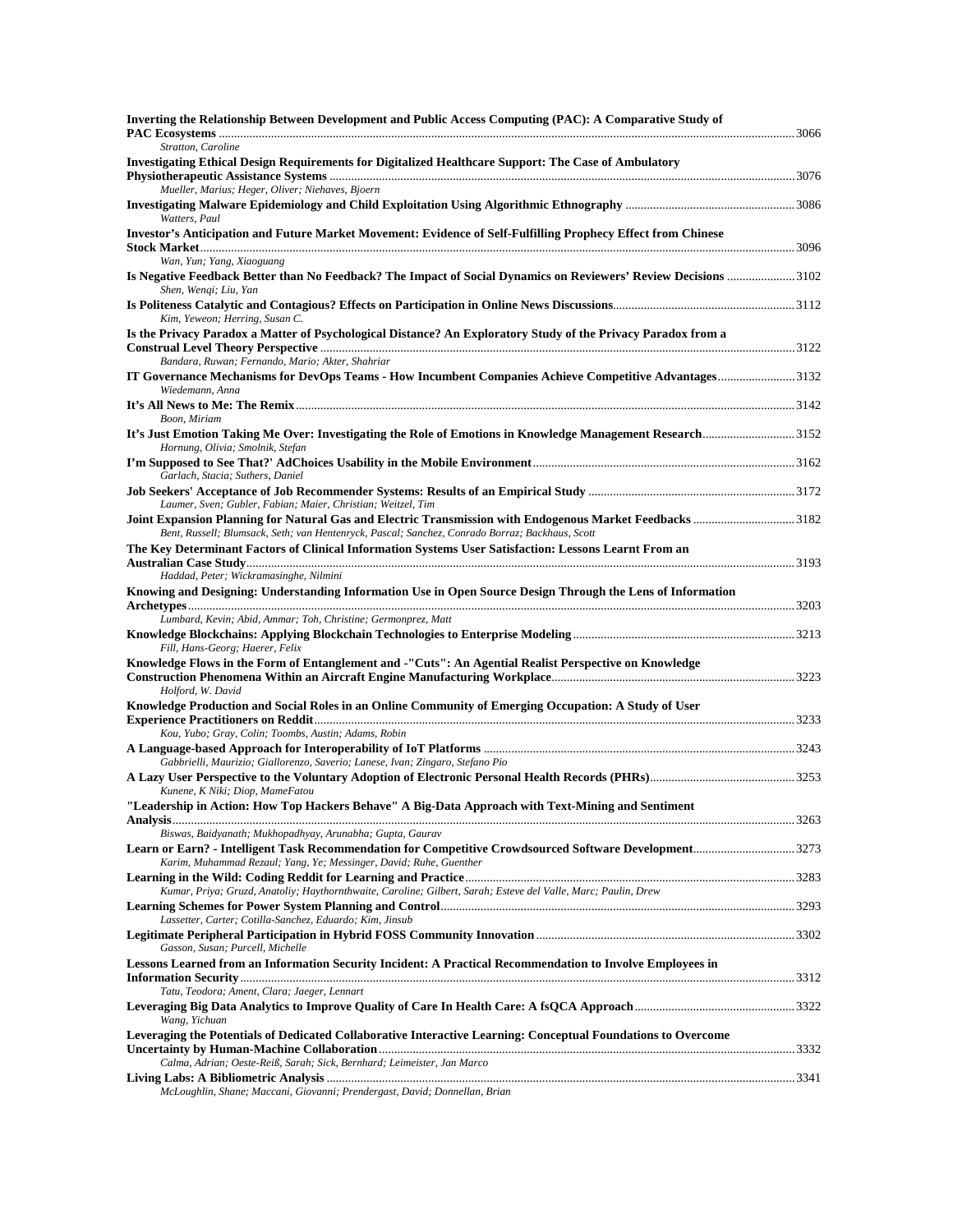**Inverting the Relationship Between Development and Public Access Computing (PAC): A Comparative Study of PAC Ecosystems** ........ 3066
*Stratton, Caroline*

**Investigating Ethical Design Requirements for Digitalized Healthcare Support: The Case of Ambulatory Physiotherapeutic Assistance Systems** ........ 3076
*Mueller, Marius; Heger, Oliver; Niehaves, Bjoern*

**Investigating Malware Epidemiology and Child Exploitation Using Algorithmic Ethnography** ........ 3086
*Watters, Paul*

**Investor's Anticipation and Future Market Movement: Evidence of Self-Fulfilling Prophecy Effect from Chinese Stock Market** ........ 3096
*Wan, Yun; Yang, Xiaoguang*

**Is Negative Feedback Better than No Feedback? The Impact of Social Dynamics on Reviewers' Review Decisions** ........ 3102
*Shen, Wenqi; Liu, Yan*

**Is Politeness Catalytic and Contagious? Effects on Participation in Online News Discussions** ........ 3112
*Kim, Yeweon; Herring, Susan C.*

**Is the Privacy Paradox a Matter of Psychological Distance? An Exploratory Study of the Privacy Paradox from a Construal Level Theory Perspective** ........ 3122
*Bandara, Ruwan; Fernando, Mario; Akter, Shahriar*

**IT Governance Mechanisms for DevOps Teams - How Incumbent Companies Achieve Competitive Advantages** ........ 3132
*Wiedemann, Anna*

**It's All News to Me: The Remix** ........ 3142
*Boon, Miriam*

**It's Just Emotion Taking Me Over: Investigating the Role of Emotions in Knowledge Management Research** ........ 3152
*Hornung, Olivia; Smolnik, Stefan*

**I'm Supposed to See That?' AdChoices Usability in the Mobile Environment** ........ 3162
*Garlach, Stacia; Suthers, Daniel*

**Job Seekers' Acceptance of Job Recommender Systems: Results of an Empirical Study** ........ 3172
*Laumer, Sven; Gubler, Fabian; Maier, Christian; Weitzel, Tim*

**Joint Expansion Planning for Natural Gas and Electric Transmission with Endogenous Market Feedbacks** ........ 3182
*Bent, Russell; Blumsack, Seth; van Hentenryck, Pascal; Sanchez, Conrado Borraz; Backhaus, Scott*

**The Key Determinant Factors of Clinical Information Systems User Satisfaction: Lessons Learnt From an Australian Case Study** ........ 3193
*Haddad, Peter; Wickramasinghe, Nilmini*

**Knowing and Designing: Understanding Information Use in Open Source Design Through the Lens of Information Archetypes** ........ 3203
*Lumbard, Kevin; Abid, Ammar; Toh, Christine; Germonprez, Matt*

**Knowledge Blockchains: Applying Blockchain Technologies to Enterprise Modeling** ........ 3213
*Fill, Hans-Georg; Haerer, Felix*

**Knowledge Flows in the Form of Entanglement and -"Cuts": An Agential Realist Perspective on Knowledge Construction Phenomena Within an Aircraft Engine Manufacturing Workplace** ........ 3223
*Holford, W. David*

**Knowledge Production and Social Roles in an Online Community of Emerging Occupation: A Study of User Experience Practitioners on Reddit** ........ 3233
*Kou, Yubo; Gray, Colin; Toombs, Austin; Adams, Robin*

**A Language-based Approach for Interoperability of IoT Platforms** ........ 3243
*Gabbrielli, Maurizio; Giallorenzo, Saverio; Lanese, Ivan; Zingaro, Stefano Pio*

**A Lazy User Perspective to the Voluntary Adoption of Electronic Personal Health Records (PHRs)** ........ 3253
*Kunene, K Niki; Diop, MameFatou*

**"Leadership in Action: How Top Hackers Behave" A Big-Data Approach with Text-Mining and Sentiment Analysis** ........ 3263
*Biswas, Baidyanath; Mukhopadhyay, Arunabha; Gupta, Gaurav*

**Learn or Earn? - Intelligent Task Recommendation for Competitive Crowdsourced Software Development** ........ 3273
*Karim, Muhammad Rezaul; Yang, Ye; Messinger, David; Ruhe, Guenther*

**Learning in the Wild: Coding Reddit for Learning and Practice** ........ 3283
*Kumar, Priya; Gruzd, Anatoliy; Haythornthwaite, Caroline; Gilbert, Sarah; Esteve del Valle, Marc; Paulin, Drew*

**Learning Schemes for Power System Planning and Control** ........ 3293
*Lassetter, Carter; Cotilla-Sanchez, Eduardo; Kim, Jinsub*

**Legitimate Peripheral Participation in Hybrid FOSS Community Innovation** ........ 3302
*Gasson, Susan; Purcell, Michelle*

**Lessons Learned from an Information Security Incident: A Practical Recommendation to Involve Employees in Information Security** ........ 3312
*Tatu, Teodora; Ament, Clara; Jaeger, Lennart*

**Leveraging Big Data Analytics to Improve Quality of Care In Health Care: A fsQCA Approach** ........ 3322
*Wang, Yichuan*

**Leveraging the Potentials of Dedicated Collaborative Interactive Learning: Conceptual Foundations to Overcome Uncertainty by Human-Machine Collaboration** ........ 3332
*Calma, Adrian; Oeste-Reiß, Sarah; Sick, Bernhard; Leimeister, Jan Marco*

**Living Labs: A Bibliometric Analysis** ........ 3341
*McLoughlin, Shane; Maccani, Giovanni; Prendergast, David; Donnellan, Brian*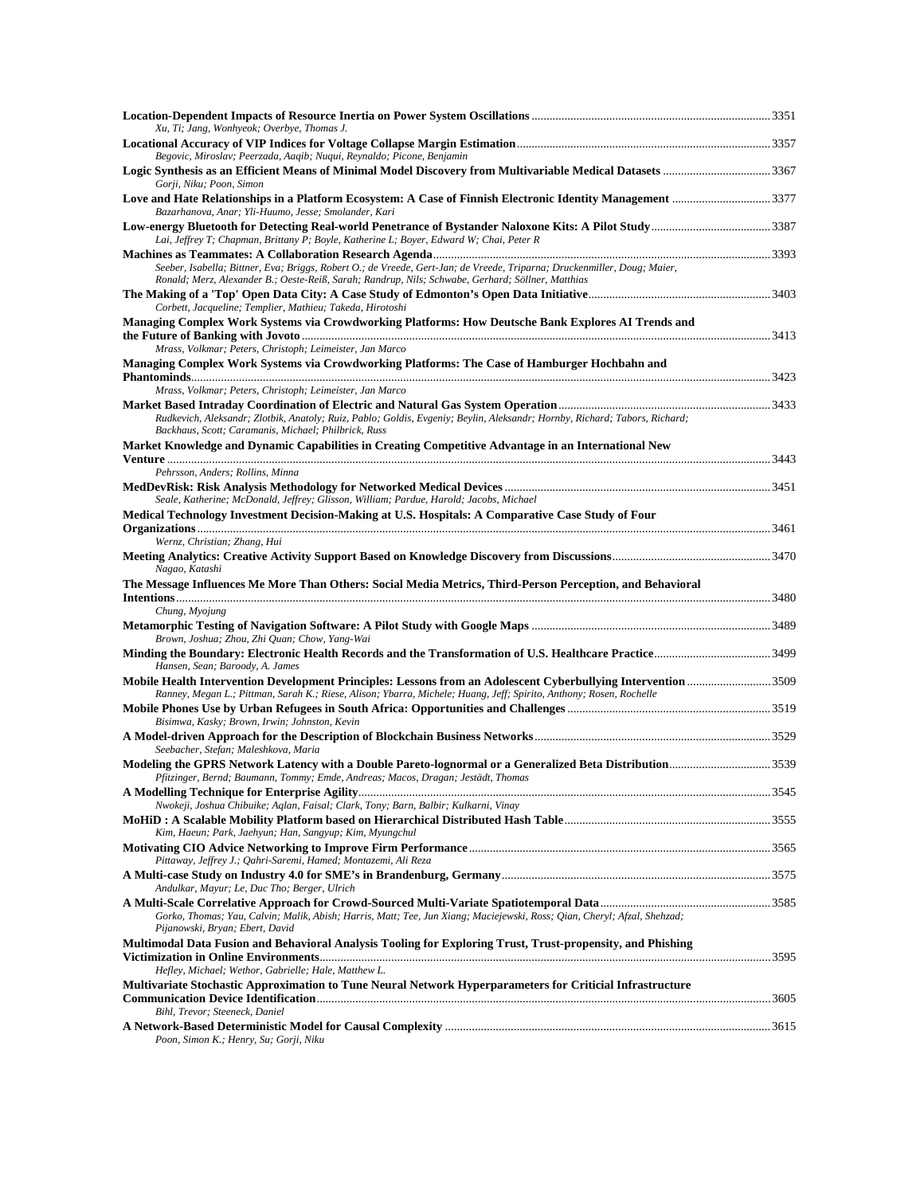**Location-Dependent Impacts of Resource Inertia on Power System Oscillations** ........ 3351
*Xu, Ti; Jang, Wonhyeok; Overbye, Thomas J.*

**Locational Accuracy of VIP Indices for Voltage Collapse Margin Estimation** ........ 3357
*Begovic, Miroslav; Peerzada, Aaqib; Nuqui, Reynaldo; Picone, Benjamin*

**Logic Synthesis as an Efficient Means of Minimal Model Discovery from Multivariable Medical Datasets** ........ 3367
*Gorji, Niku; Poon, Simon*

**Love and Hate Relationships in a Platform Ecosystem: A Case of Finnish Electronic Identity Management** ........ 3377
*Bazarhanova, Anar; Yli-Huumo, Jesse; Smolander, Kari*

**Low-energy Bluetooth for Detecting Real-world Penetrance of Bystander Naloxone Kits: A Pilot Study** ........ 3387
*Lai, Jeffrey T; Chapman, Brittany P; Boyle, Katherine L; Boyer, Edward W; Chai, Peter R*

**Machines as Teammates: A Collaboration Research Agenda** ........ 3393
*Seeber, Isabella; Bittner, Eva; Briggs, Robert O.; de Vreede, Gert-Jan; de Vreede, Triparna; Druckenmiller, Doug; Maier, Ronald; Merz, Alexander B.; Oeste-Reiß, Sarah; Randrup, Nils; Schwabe, Gerhard; Söllner, Matthias*

**The Making of a 'Top' Open Data City: A Case Study of Edmonton's Open Data Initiative** ........ 3403
*Corbett, Jacqueline; Templier, Mathieu; Takeda, Hirotoshi*

**Managing Complex Work Systems via Crowdworking Platforms: How Deutsche Bank Explores AI Trends and the Future of Banking with Jovoto** ........ 3413
*Mrass, Volkmar; Peters, Christoph; Leimeister, Jan Marco*

**Managing Complex Work Systems via Crowdworking Platforms: The Case of Hamburger Hochbahn and Phantominds** ........ 3423
*Mrass, Volkmar; Peters, Christoph; Leimeister, Jan Marco*

**Market Based Intraday Coordination of Electric and Natural Gas System Operation** ........ 3433
*Rudkevich, Aleksandr; Zlotbik, Anatoly; Ruiz, Pablo; Goldis, Evgeniy; Beylin, Aleksandr; Hornby, Richard; Tabors, Richard; Backhaus, Scott; Caramanis, Michael; Philbrick, Russ*

**Market Knowledge and Dynamic Capabilities in Creating Competitive Advantage in an International New Venture** ........ 3443
*Pehrsson, Anders; Rollins, Minna*

**MedDevRisk: Risk Analysis Methodology for Networked Medical Devices** ........ 3451
*Seale, Katherine; McDonald, Jeffrey; Glisson, William; Pardue, Harold; Jacobs, Michael*

**Medical Technology Investment Decision-Making at U.S. Hospitals: A Comparative Case Study of Four Organizations** ........ 3461
*Wernz, Christian; Zhang, Hui*

**Meeting Analytics: Creative Activity Support Based on Knowledge Discovery from Discussions** ........ 3470
*Nagao, Katashi*

**The Message Influences Me More Than Others: Social Media Metrics, Third-Person Perception, and Behavioral Intentions** ........ 3480
*Chung, Myojung*

**Metamorphic Testing of Navigation Software: A Pilot Study with Google Maps** ........ 3489
*Brown, Joshua; Zhou, Zhi Quan; Chow, Yang-Wai*

**Minding the Boundary: Electronic Health Records and the Transformation of U.S. Healthcare Practice** ........ 3499
*Hansen, Sean; Baroody, A. James*

**Mobile Health Intervention Development Principles: Lessons from an Adolescent Cyberbullying Intervention** ........ 3509
*Ranney, Megan L.; Pittman, Sarah K.; Riese, Alison; Ybarra, Michele; Huang, Jeff; Spirito, Anthony; Rosen, Rochelle*

**Mobile Phones Use by Urban Refugees in South Africa: Opportunities and Challenges** ........ 3519
*Bisimwa, Kasky; Brown, Irwin; Johnston, Kevin*

**A Model-driven Approach for the Description of Blockchain Business Networks** ........ 3529
*Seebacher, Stefan; Maleshkova, Maria*

**Modeling the GPRS Network Latency with a Double Pareto-lognormal or a Generalized Beta Distribution** ........ 3539
*Pfitzinger, Bernd; Baumann, Tommy; Emde, Andreas; Macos, Dragan; Jestädt, Thomas*

**A Modelling Technique for Enterprise Agility** ........ 3545
*Nwokeji, Joshua Chibuike; Aqlan, Faisal; Clark, Tony; Barn, Balbir; Kulkarni, Vinay*

**MoHiD : A Scalable Mobility Platform based on Hierarchical Distributed Hash Table** ........ 3555
*Kim, Haeun; Park, Jaehyun; Han, Sangyup; Kim, Myungchul*

**Motivating CIO Advice Networking to Improve Firm Performance** ........ 3565
*Pittaway, Jeffrey J.; Qahri-Saremi, Hamed; Montazemi, Ali Reza*

**A Multi-case Study on Industry 4.0 for SME's in Brandenburg, Germany** ........ 3575
*Andulkar, Mayur; Le, Duc Tho; Berger, Ulrich*

**A Multi-Scale Correlative Approach for Crowd-Sourced Multi-Variate Spatiotemporal Data** ........ 3585
*Gorko, Thomas; Yau, Calvin; Malik, Abish; Harris, Matt; Tee, Jun Xiang; Maciejewski, Ross; Qian, Cheryl; Afzal, Shehzad; Pijanowski, Bryan; Ebert, David*

**Multimodal Data Fusion and Behavioral Analysis Tooling for Exploring Trust, Trust-propensity, and Phishing Victimization in Online Environments** ........ 3595
*Hefley, Michael; Wethor, Gabrielle; Hale, Matthew L.*

**Multivariate Stochastic Approximation to Tune Neural Network Hyperparameters for Criticial Infrastructure Communication Device Identification** ........ 3605
*Bihl, Trevor; Steeneck, Daniel*

**A Network-Based Deterministic Model for Causal Complexity** ........ 3615
*Poon, Simon K.; Henry, Su; Gorji, Niku*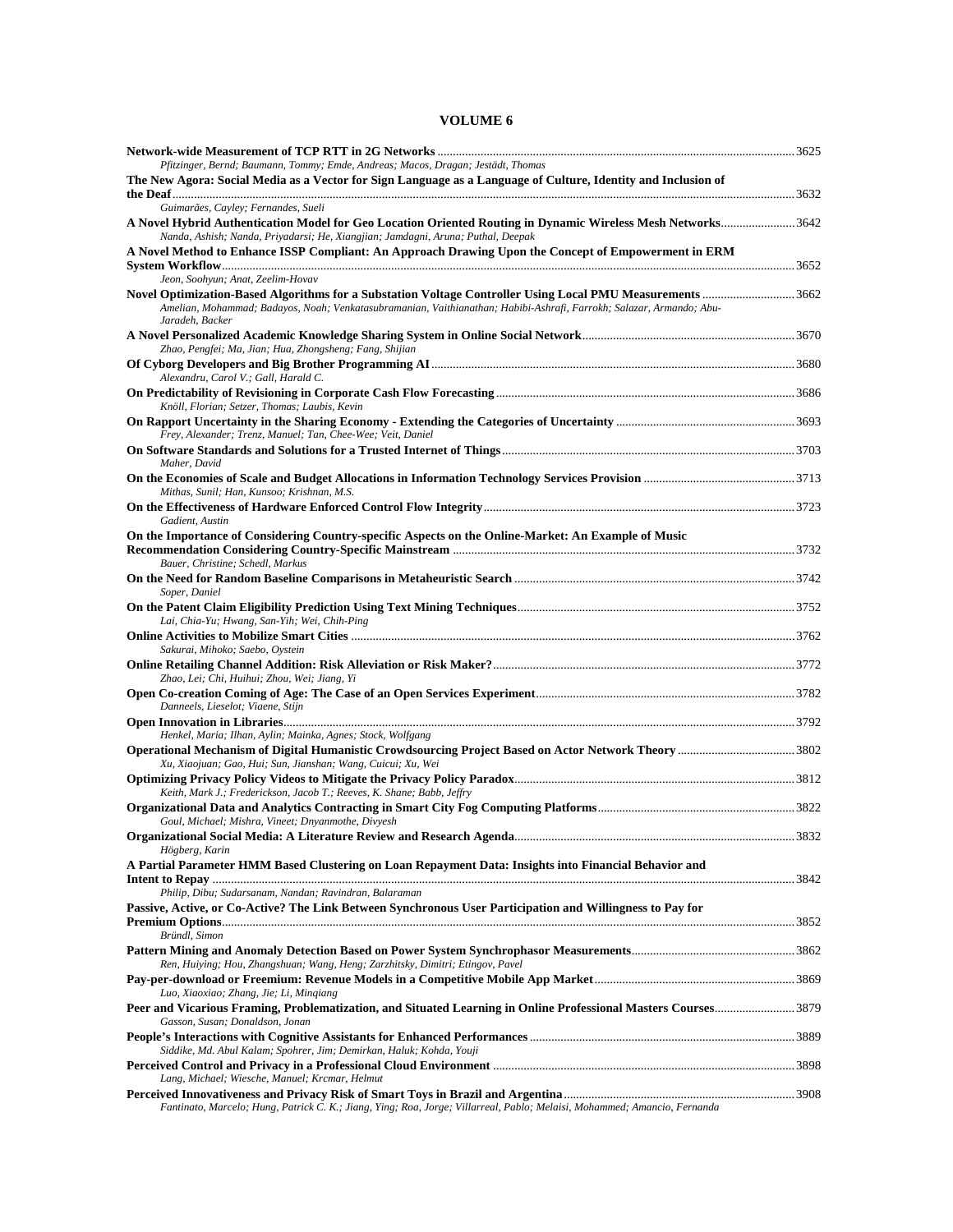## VOLUME 6

**Network-wide Measurement of TCP RTT in 2G Networks** ... 3625
*Pfitzinger, Bernd; Baumann, Tommy; Emde, Andreas; Macos, Dragan; Jestädt, Thomas*

**The New Agora: Social Media as a Vector for Sign Language as a Language of Culture, Identity and Inclusion of the Deaf** ... 3632
*Guimarães, Cayley; Fernandes, Sueli*

**A Novel Hybrid Authentication Model for Geo Location Oriented Routing in Dynamic Wireless Mesh Networks** ... 3642
*Nanda, Ashish; Nanda, Priyadarsi; He, Xiangjian; Jamdagni, Aruna; Puthal, Deepak*

**A Novel Method to Enhance ISSP Compliant: An Approach Drawing Upon the Concept of Empowerment in ERM System Workflow** ... 3652
*Jeon, Soohyun; Anat, Zeelim-Hovav*

**Novel Optimization-Based Algorithms for a Substation Voltage Controller Using Local PMU Measurements** ... 3662
*Amelian, Mohammad; Badayos, Noah; Venkatasubramanian, Vaithianathan; Habibi-Ashrafi, Farrokh; Salazar, Armando; Abu-Jaradeh, Backer*

**A Novel Personalized Academic Knowledge Sharing System in Online Social Network** ... 3670
*Zhao, Pengfei; Ma, Jian; Hua, Zhongsheng; Fang, Shijian*

**Of Cyborg Developers and Big Brother Programming AI** ... 3680
*Alexandru, Carol V.; Gall, Harald C.*

**On Predictability of Revisioning in Corporate Cash Flow Forecasting** ... 3686
*Knöll, Florian; Setzer, Thomas; Laubis, Kevin*

**On Rapport Uncertainty in the Sharing Economy - Extending the Categories of Uncertainty** ... 3693
*Frey, Alexander; Trenz, Manuel; Tan, Chee-Wee; Veit, Daniel*

**On Software Standards and Solutions for a Trusted Internet of Things** ... 3703
*Maher, David*

**On the Economies of Scale and Budget Allocations in Information Technology Services Provision** ... 3713
*Mithas, Sunil; Han, Kunsoo; Krishnan, M.S.*

**On the Effectiveness of Hardware Enforced Control Flow Integrity** ... 3723
*Gadient, Austin*

**On the Importance of Considering Country-specific Aspects on the Online-Market: An Example of Music Recommendation Considering Country-Specific Mainstream** ... 3732
*Bauer, Christine; Schedl, Markus*

**On the Need for Random Baseline Comparisons in Metaheuristic Search** ... 3742
*Soper, Daniel*

**On the Patent Claim Eligibility Prediction Using Text Mining Techniques** ... 3752
*Lai, Chia-Yu; Hwang, San-Yih; Wei, Chih-Ping*

**Online Activities to Mobilize Smart Cities** ... 3762
*Sakurai, Mihoko; Saebo, Oystein*

**Online Retailing Channel Addition: Risk Alleviation or Risk Maker?** ... 3772
*Zhao, Lei; Chi, Huihui; Zhou, Wei; Jiang, Yi*

**Open Co-creation Coming of Age: The Case of an Open Services Experiment** ... 3782
*Danneels, Lieselot; Viaene, Stijn*

**Open Innovation in Libraries** ... 3792
*Henkel, Maria; Ilhan, Aylin; Mainka, Agnes; Stock, Wolfgang*

**Operational Mechanism of Digital Humanistic Crowdsourcing Project Based on Actor Network Theory** ... 3802
*Xu, Xiaojuan; Gao, Hui; Sun, Jianshan; Wang, Cuicui; Xu, Wei*

**Optimizing Privacy Policy Videos to Mitigate the Privacy Policy Paradox** ... 3812
*Keith, Mark J.; Frederickson, Jacob T.; Reeves, K. Shane; Babb, Jeffry*

**Organizational Data and Analytics Contracting in Smart City Fog Computing Platforms** ... 3822
*Goul, Michael; Mishra, Vineet; Dnyanmothe, Divyesh*

**Organizational Social Media: A Literature Review and Research Agenda** ... 3832
*Högberg, Karin*

**A Partial Parameter HMM Based Clustering on Loan Repayment Data: Insights into Financial Behavior and Intent to Repay** ... 3842
*Philip, Dibu; Sudarsanam, Nandan; Ravindran, Balaraman*

**Passive, Active, or Co-Active? The Link Between Synchronous User Participation and Willingness to Pay for Premium Options** ... 3852
*Bründl, Simon*

**Pattern Mining and Anomaly Detection Based on Power System Synchrophasor Measurements** ... 3862
*Ren, Huiying; Hou, Zhangshuan; Wang, Heng; Zarzhitsky, Dimitri; Etingov, Pavel*

**Pay-per-download or Freemium: Revenue Models in a Competitive Mobile App Market** ... 3869
*Luo, Xiaoxiao; Zhang, Jie; Li, Minqiang*

**Peer and Vicarious Framing, Problematization, and Situated Learning in Online Professional Masters Courses** ... 3879
*Gasson, Susan; Donaldson, Jonan*

**People's Interactions with Cognitive Assistants for Enhanced Performances** ... 3889
*Siddike, Md. Abul Kalam; Spohrer, Jim; Demirkan, Haluk; Kohda, Youji*

**Perceived Control and Privacy in a Professional Cloud Environment** ... 3898
*Lang, Michael; Wiesche, Manuel; Krcmar, Helmut*

**Perceived Innovativeness and Privacy Risk of Smart Toys in Brazil and Argentina** ... 3908
*Fantinato, Marcelo; Hung, Patrick C. K.; Jiang, Ying; Roa, Jorge; Villarreal, Pablo; Melaisi, Mohammed; Amancio, Fernanda*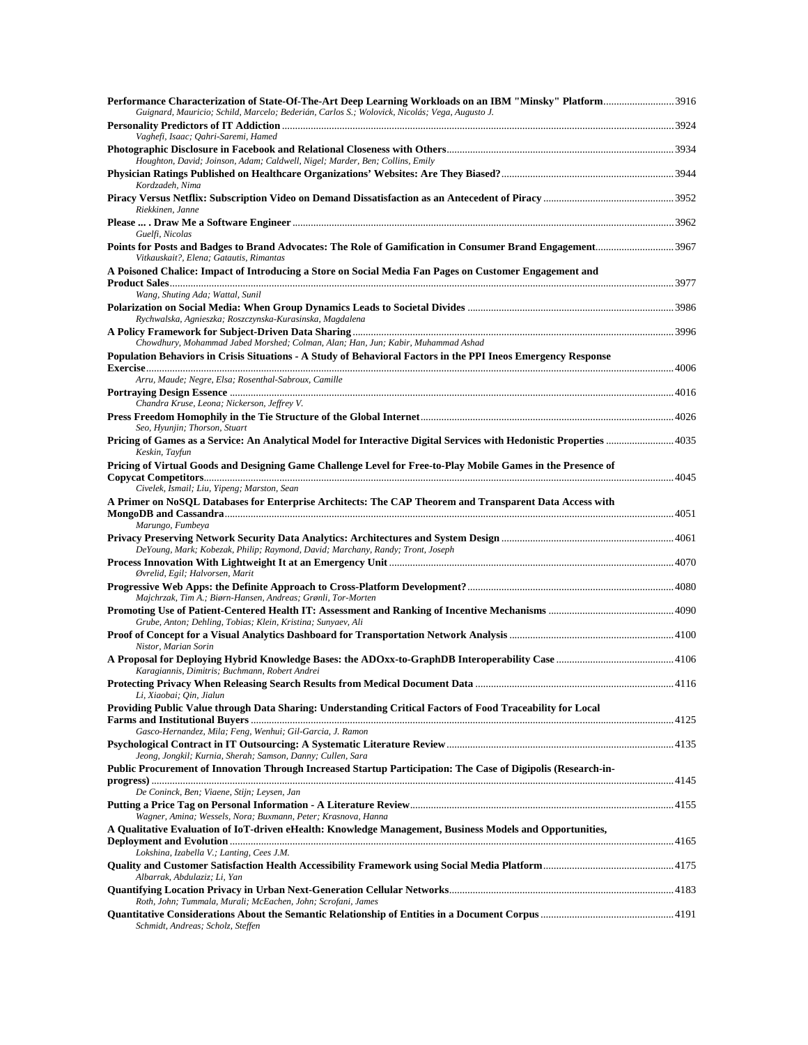**Performance Characterization of State-Of-The-Art Deep Learning Workloads on an IBM "Minsky" Platform** ........................... 3916
*Guignard, Mauricio; Schild, Marcelo; Bederián, Carlos S.; Wolovick, Nicolás; Vega, Augusto J.*

**Personality Predictors of IT Addiction** ........................... 3924
*Vaghefi, Isaac; Qahri-Saremi, Hamed*

**Photographic Disclosure in Facebook and Relational Closeness with Others** ........................... 3934
*Houghton, David; Joinson, Adam; Caldwell, Nigel; Marder, Ben; Collins, Emily*

**Physician Ratings Published on Healthcare Organizations' Websites: Are They Biased?** ........................... 3944
*Kordzadeh, Nima*

**Piracy Versus Netflix: Subscription Video on Demand Dissatisfaction as an Antecedent of Piracy** ........................... 3952
*Riekkinen, Janne*

**Please ... . Draw Me a Software Engineer** ........................... 3962
*Guelfi, Nicolas*

**Points for Posts and Badges to Brand Advocates: The Role of Gamification in Consumer Brand Engagement** ........................... 3967
*Vitkauskait?, Elena; Gatautis, Rimantas*

**A Poisoned Chalice: Impact of Introducing a Store on Social Media Fan Pages on Customer Engagement and Product Sales** ........................... 3977
*Wang, Shuting Ada; Wattal, Sunil*

**Polarization on Social Media: When Group Dynamics Leads to Societal Divides** ........................... 3986
*Rychwalska, Agnieszka; Roszczynska-Kurasinska, Magdalena*

**A Policy Framework for Subject-Driven Data Sharing** ........................... 3996
*Chowdhury, Mohammad Jabed Morshed; Colman, Alan; Han, Jun; Kabir, Muhammad Ashad*

**Population Behaviors in Crisis Situations - A Study of Behavioral Factors in the PPI Ineos Emergency Response Exercise** ........................... 4006
*Arru, Maude; Negre, Elsa; Rosenthal-Sabroux, Camille*

**Portraying Design Essence** ........................... 4016
*Chandra Kruse, Leona; Nickerson, Jeffrey V.*

**Press Freedom Homophily in the Tie Structure of the Global Internet** ........................... 4026
*Seo, Hyunjin; Thorson, Stuart*

**Pricing of Games as a Service: An Analytical Model for Interactive Digital Services with Hedonistic Properties** ........................... 4035
*Keskin, Tayfun*

**Pricing of Virtual Goods and Designing Game Challenge Level for Free-to-Play Mobile Games in the Presence of Copycat Competitors** ........................... 4045
*Civelek, Ismail; Liu, Yipeng; Marston, Sean*

**A Primer on NoSQL Databases for Enterprise Architects: The CAP Theorem and Transparent Data Access with MongoDB and Cassandra** ........................... 4051
*Marungo, Fumbeya*

**Privacy Preserving Network Security Data Analytics: Architectures and System Design** ........................... 4061
*DeYoung, Mark; Kobezak, Philip; Raymond, David; Marchany, Randy; Tront, Joseph*

**Process Innovation With Lightweight It at an Emergency Unit** ........................... 4070
*Øvrelid, Egil; Halvorsen, Marit*

**Progressive Web Apps: the Definite Approach to Cross-Platform Development?** ........................... 4080
*Majchrzak, Tim A.; Biørn-Hansen, Andreas; Grønli, Tor-Morten*

**Promoting Use of Patient-Centered Health IT: Assessment and Ranking of Incentive Mechanisms** ........................... 4090
*Grube, Anton; Dehling, Tobias; Klein, Kristina; Sunyaev, Ali*

**Proof of Concept for a Visual Analytics Dashboard for Transportation Network Analysis** ........................... 4100
*Nistor, Marian Sorin*

**A Proposal for Deploying Hybrid Knowledge Bases: the ADOxx-to-GraphDB Interoperability Case** ........................... 4106
*Karagiannis, Dimitris; Buchmann, Robert Andrei*

**Protecting Privacy When Releasing Search Results from Medical Document Data** ........................... 4116
*Li, Xiaobai; Qin, Jialun*

**Providing Public Value through Data Sharing: Understanding Critical Factors of Food Traceability for Local Farms and Institutional Buyers** ........................... 4125
*Gasco-Hernandez, Mila; Feng, Wenhui; Gil-Garcia, J. Ramon*

**Psychological Contract in IT Outsourcing: A Systematic Literature Review** ........................... 4135
*Jeong, Jongkil; Kurnia, Sherah; Samson, Danny; Cullen, Sara*

**Public Procurement of Innovation Through Increased Startup Participation: The Case of Digipolis (Research-in-progress)** ........................... 4145
*De Coninck, Ben; Viaene, Stijn; Leysen, Jan*

**Putting a Price Tag on Personal Information - A Literature Review** ........................... 4155
*Wagner, Amina; Wessels, Nora; Buxmann, Peter; Krasnova, Hanna*

**A Qualitative Evaluation of IoT-driven eHealth: Knowledge Management, Business Models and Opportunities, Deployment and Evolution** ........................... 4165
*Lokshina, Izabella V.; Lanting, Cees J.M.*

**Quality and Customer Satisfaction Health Accessibility Framework using Social Media Platform** ........................... 4175
*Albarrak, Abdulaziz; Li, Yan*

**Quantifying Location Privacy in Urban Next-Generation Cellular Networks** ........................... 4183
*Roth, John; Tummala, Murali; McEachen, John; Scrofani, James*

**Quantitative Considerations About the Semantic Relationship of Entities in a Document Corpus** ........................... 4191
*Schmidt, Andreas; Scholz, Steffen*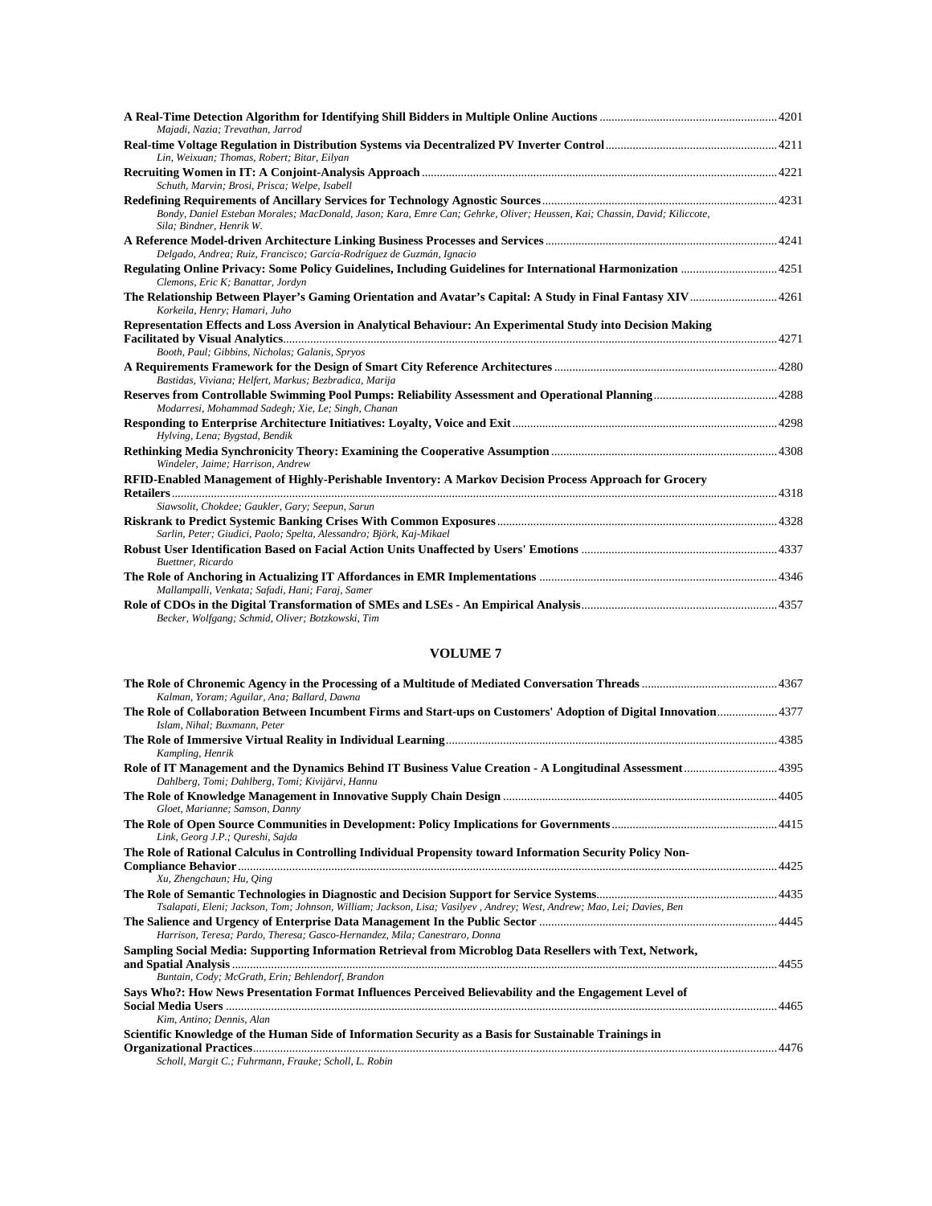**A Real-Time Detection Algorithm for Identifying Shill Bidders in Multiple Online Auctions** .......... 4201
*Majadi, Nazia; Trevathan, Jarrod*

**Real-time Voltage Regulation in Distribution Systems via Decentralized PV Inverter Control** .......... 4211
*Lin, Weixuan; Thomas, Robert; Bitar, Eilyan*

**Recruiting Women in IT: A Conjoint-Analysis Approach** .......... 4221
*Schuth, Marvin; Brosi, Prisca; Welpe, Isabell*

**Redefining Requirements of Ancillary Services for Technology Agnostic Sources** .......... 4231
*Bondy, Daniel Esteban Morales; MacDonald, Jason; Kara, Emre Can; Gehrke, Oliver; Heussen, Kai; Chassin, David; Kiliccote, Sila; Bindner, Henrik W.*

**A Reference Model-driven Architecture Linking Business Processes and Services** .......... 4241
*Delgado, Andrea; Ruiz, Francisco; García-Rodríguez de Guzmán, Ignacio*

**Regulating Online Privacy: Some Policy Guidelines, Including Guidelines for International Harmonization** .......... 4251
*Clemons, Eric K; Banattar, Jordyn*

**The Relationship Between Player's Gaming Orientation and Avatar's Capital: A Study in Final Fantasy XIV** .......... 4261
*Korkeila, Henry; Hamari, Juho*

**Representation Effects and Loss Aversion in Analytical Behaviour: An Experimental Study into Decision Making Facilitated by Visual Analytics** .......... 4271
*Booth, Paul; Gibbins, Nicholas; Galanis, Spryos*

**A Requirements Framework for the Design of Smart City Reference Architectures** .......... 4280
*Bastidas, Viviana; Helfert, Markus; Bezbradica, Marija*

**Reserves from Controllable Swimming Pool Pumps: Reliability Assessment and Operational Planning** .......... 4288
*Modarresi, Mohammad Sadegh; Xie, Le; Singh, Chanan*

**Responding to Enterprise Architecture Initiatives: Loyalty, Voice and Exit** .......... 4298
*Hylving, Lena; Bygstad, Bendik*

**Rethinking Media Synchronicity Theory: Examining the Cooperative Assumption** .......... 4308
*Windeler, Jaime; Harrison, Andrew*

**RFID-Enabled Management of Highly-Perishable Inventory: A Markov Decision Process Approach for Grocery Retailers** .......... 4318
*Siawsolit, Chokdee; Gaukler, Gary; Seepun, Sarun*

**Riskrank to Predict Systemic Banking Crises With Common Exposures** .......... 4328
*Sarlin, Peter; Giudici, Paolo; Spelta, Alessandro; Björk, Kaj-Mikael*

**Robust User Identification Based on Facial Action Units Unaffected by Users' Emotions** .......... 4337
*Buettner, Ricardo*

**The Role of Anchoring in Actualizing IT Affordances in EMR Implementations** .......... 4346
*Mallampalli, Venkata; Safadi, Hani; Faraj, Samer*

**Role of CDOs in the Digital Transformation of SMEs and LSEs - An Empirical Analysis** .......... 4357
*Becker, Wolfgang; Schmid, Oliver; Botzkowski, Tim*

## VOLUME 7

**The Role of Chronemic Agency in the Processing of a Multitude of Mediated Conversation Threads** .......... 4367
*Kalman, Yoram; Aguilar, Ana; Ballard, Dawna*

**The Role of Collaboration Between Incumbent Firms and Start-ups on Customers' Adoption of Digital Innovation** .......... 4377
*Islam, Nihal; Buxmann, Peter*

**The Role of Immersive Virtual Reality in Individual Learning** .......... 4385
*Kampling, Henrik*

**Role of IT Management and the Dynamics Behind IT Business Value Creation - A Longitudinal Assessment** .......... 4395
*Dahlberg, Tomi; Dahlberg, Tomi; Kivijärvi, Hannu*

**The Role of Knowledge Management in Innovative Supply Chain Design** .......... 4405
*Gloet, Marianne; Samson, Danny*

**The Role of Open Source Communities in Development: Policy Implications for Governments** .......... 4415
*Link, Georg J.P.; Qureshi, Sajda*

**The Role of Rational Calculus in Controlling Individual Propensity toward Information Security Policy Non-Compliance Behavior** .......... 4425
*Xu, Zhengchaun; Hu, Qing*

**The Role of Semantic Technologies in Diagnostic and Decision Support for Service Systems** .......... 4435
*Tsalapati, Eleni; Jackson, Tom; Johnson, William; Jackson, Lisa; Vasilyev , Andrey; West, Andrew; Mao, Lei; Davies, Ben*

**The Salience and Urgency of Enterprise Data Management In the Public Sector** .......... 4445
*Harrison, Teresa; Pardo, Theresa; Gasco-Hernandez, Mila; Canestraro, Donna*

**Sampling Social Media: Supporting Information Retrieval from Microblog Data Resellers with Text, Network, and Spatial Analysis** .......... 4455
*Buntain, Cody; McGrath, Erin; Behlendorf, Brandon*

**Says Who?: How News Presentation Format Influences Perceived Believability and the Engagement Level of Social Media Users** .......... 4465
*Kim, Antino; Dennis, Alan*

**Scientific Knowledge of the Human Side of Information Security as a Basis for Sustainable Trainings in Organizational Practices** .......... 4476
*Scholl, Margit C.; Fuhrmann, Frauke; Scholl, L. Robin*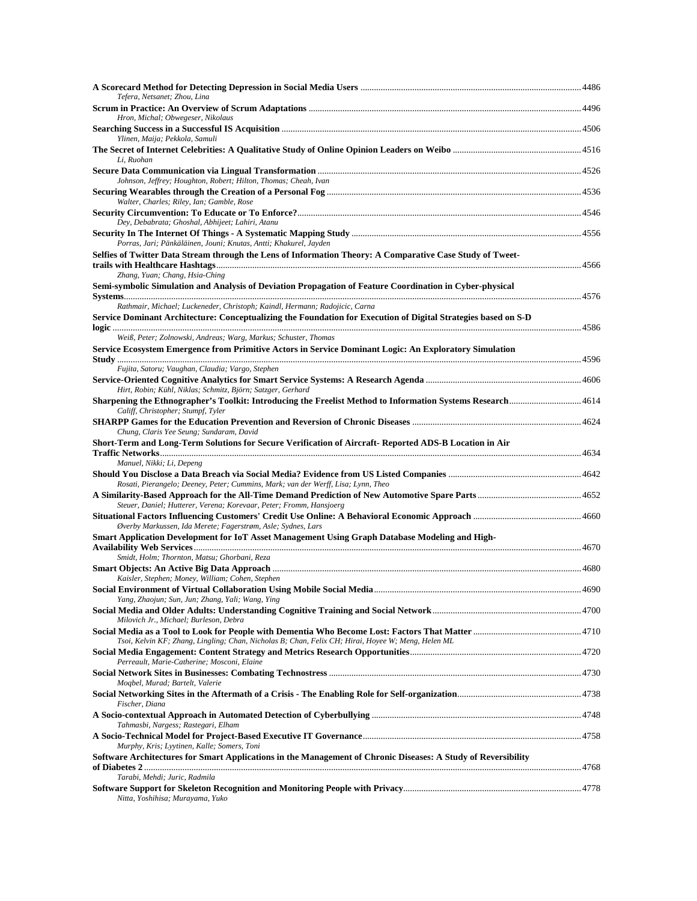**A Scorecard Method for Detecting Depression in Social Media Users** ........ 4486
*Tefera, Netsanet; Zhou, Lina*

**Scrum in Practice: An Overview of Scrum Adaptations** ........ 4496
*Hron, Michal; Obwegeser, Nikolaus*

**Searching Success in a Successful IS Acquisition** ........ 4506
*Ylinen, Maija; Pekkola, Samuli*

**The Secret of Internet Celebrities: A Qualitative Study of Online Opinion Leaders on Weibo** ........ 4516
*Li, Ruohan*

**Secure Data Communication via Lingual Transformation** ........ 4526
*Johnson, Jeffrey; Houghton, Robert; Hilton, Thomas; Cheah, Ivan*

**Securing Wearables through the Creation of a Personal Fog** ........ 4536
*Walter, Charles; Riley, Ian; Gamble, Rose*

**Security Circumvention: To Educate or To Enforce?** ........ 4546
*Dey, Debabrata; Ghoshal, Abhijeet; Lahiri, Atanu*

**Security In The Internet Of Things - A Systematic Mapping Study** ........ 4556
*Porras, Jari; Pänkäläinen, Jouni; Knutas, Antti; Khakurel, Jayden*

**Selfies of Twitter Data Stream through the Lens of Information Theory: A Comparative Case Study of Tweet-trails with Healthcare Hashtags** ........ 4566
*Zhang, Yuan; Chang, Hsia-Ching*

**Semi-symbolic Simulation and Analysis of Deviation Propagation of Feature Coordination in Cyber-physical Systems** ........ 4576
*Rathmair, Michael; Luckeneder, Christoph; Kaindl, Hermann; Radojicic, Carna*

**Service Dominant Architecture: Conceptualizing the Foundation for Execution of Digital Strategies based on S-D logic** ........ 4586
*Weiß, Peter; Zolnowski, Andreas; Warg, Markus; Schuster, Thomas*

**Service Ecosystem Emergence from Primitive Actors in Service Dominant Logic: An Exploratory Simulation Study** ........ 4596
*Fujita, Satoru; Vaughan, Claudia; Vargo, Stephen*

**Service-Oriented Cognitive Analytics for Smart Service Systems: A Research Agenda** ........ 4606
*Hirt, Robin; Kühl, Niklas; Schmitz, Björn; Satzger, Gerhard*

**Sharpening the Ethnographer's Toolkit: Introducing the Freelist Method to Information Systems Research** ........ 4614
*Califf, Christopher; Stumpf, Tyler*

**SHARPP Games for the Education Prevention and Reversion of Chronic Diseases** ........ 4624
*Chung, Claris Yee Seung; Sundaram, David*

**Short-Term and Long-Term Solutions for Secure Verification of Aircraft- Reported ADS-B Location in Air Traffic Networks** ........ 4634
*Manuel, Nikki; Li, Depeng*

**Should You Disclose a Data Breach via Social Media? Evidence from US Listed Companies** ........ 4642
*Rosati, Pierangelo; Deeney, Peter; Cummins, Mark; van der Werff, Lisa; Lynn, Theo*

**A Similarity-Based Approach for the All-Time Demand Prediction of New Automotive Spare Parts** ........ 4652
*Steuer, Daniel; Hutterer, Verena; Korevaar, Peter; Fromm, Hansjoerg*

**Situational Factors Influencing Customers' Credit Use Online: A Behavioral Economic Approach** ........ 4660
*Øverby Markussen, Ida Merete; Fagerstrøm, Asle; Sydnes, Lars*

**Smart Application Development for IoT Asset Management Using Graph Database Modeling and High-Availability Web Services** ........ 4670
*Smidt, Holm; Thornton, Matsu; Ghorbani, Reza*

**Smart Objects: An Active Big Data Approach** ........ 4680
*Kaisler, Stephen; Money, William; Cohen, Stephen*

**Social Environment of Virtual Collaboration Using Mobile Social Media** ........ 4690
*Yang, Zhaojun; Sun, Jun; Zhang, Yali; Wang, Ying*

**Social Media and Older Adults: Understanding Cognitive Training and Social Network** ........ 4700
*Milovich Jr., Michael; Burleson, Debra*

**Social Media as a Tool to Look for People with Dementia Who Become Lost: Factors That Matter** ........ 4710
*Tsoi, Kelvin KF; Zhang, Lingling; Chan, Nicholas B; Chan, Felix CH; Hirai, Hoyee W; Meng, Helen ML*

**Social Media Engagement: Content Strategy and Metrics Research Opportunities** ........ 4720
*Perreault, Marie-Catherine; Mosconi, Elaine*

**Social Network Sites in Businesses: Combating Technostress** ........ 4730
*Moqbel, Murad; Bartelt, Valerie*

**Social Networking Sites in the Aftermath of a Crisis - The Enabling Role for Self-organization** ........ 4738
*Fischer, Diana*

**A Socio-contextual Approach in Automated Detection of Cyberbullying** ........ 4748
*Tahmasbi, Nargess; Rastegari, Elham*

**A Socio-Technical Model for Project-Based Executive IT Governance** ........ 4758
*Murphy, Kris; Lyytinen, Kalle; Somers, Toni*

**Software Architectures for Smart Applications in the Management of Chronic Diseases: A Study of Reversibility of Diabetes 2** ........ 4768
*Tarabi, Mehdi; Juric, Radmila*

**Software Support for Skeleton Recognition and Monitoring People with Privacy** ........ 4778
*Nitta, Yoshihisa; Murayama, Yuko*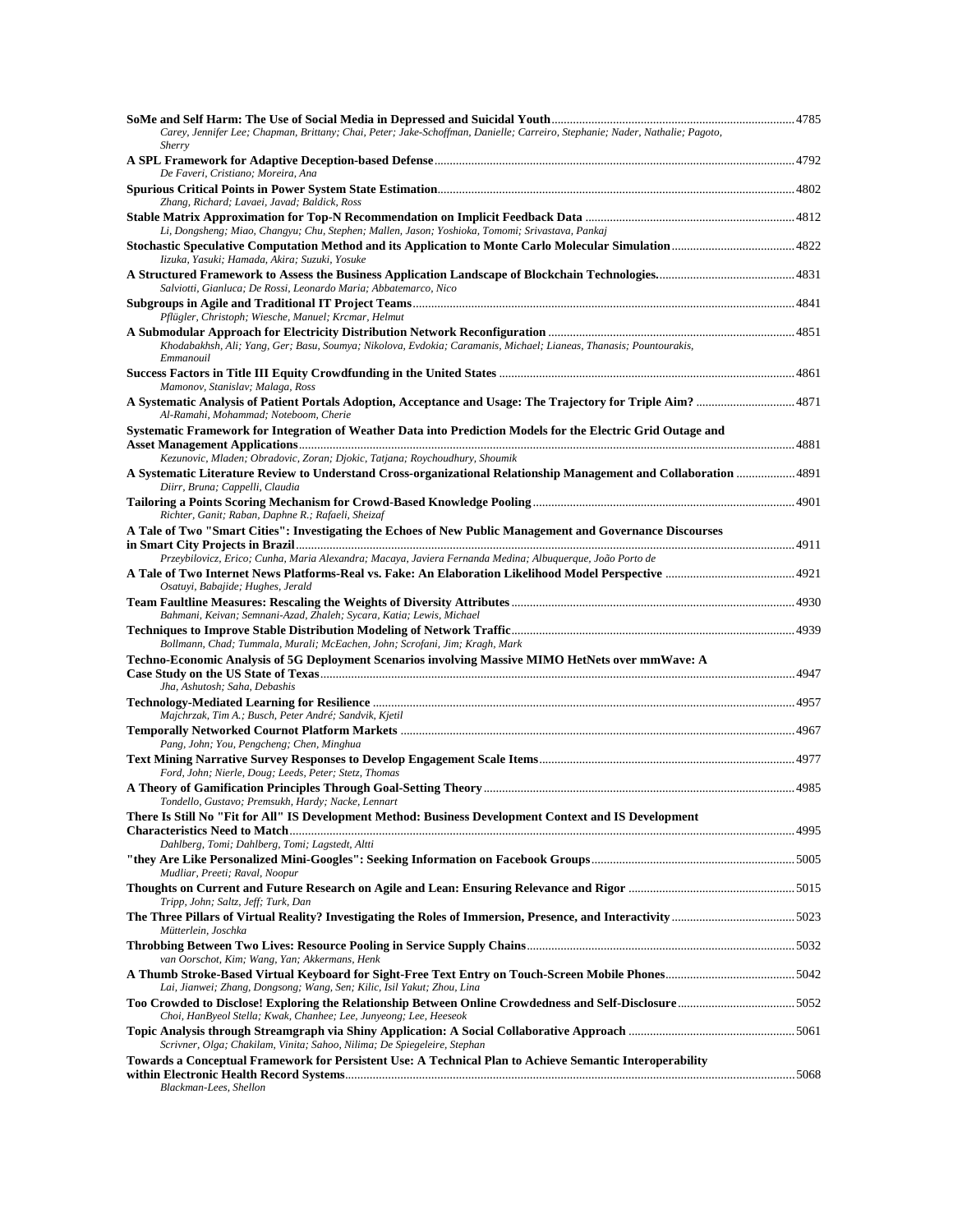**SoMe and Self Harm: The Use of Social Media in Depressed and Suicidal Youth** ... 4785
*Carey, Jennifer Lee; Chapman, Brittany; Chai, Peter; Jake-Schoffman, Danielle; Carreiro, Stephanie; Nader, Nathalie; Pagoto, Sherry*

**A SPL Framework for Adaptive Deception-based Defense** ... 4792
*De Faveri, Cristiano; Moreira, Ana*

**Spurious Critical Points in Power System State Estimation** ... 4802
*Zhang, Richard; Lavaei, Javad; Baldick, Ross*

**Stable Matrix Approximation for Top-N Recommendation on Implicit Feedback Data** ... 4812
*Li, Dongsheng; Miao, Changyu; Chu, Stephen; Mallen, Jason; Yoshioka, Tomomi; Srivastava, Pankaj*

**Stochastic Speculative Computation Method and its Application to Monte Carlo Molecular Simulation** ... 4822
*Iizuka, Yasuki; Hamada, Akira; Suzuki, Yosuke*

**A Structured Framework to Assess the Business Application Landscape of Blockchain Technologies.** ... 4831
*Salviotti, Gianluca; De Rossi, Leonardo Maria; Abbatemarco, Nico*

**Subgroups in Agile and Traditional IT Project Teams** ... 4841
*Pflügler, Christoph; Wiesche, Manuel; Krcmar, Helmut*

**A Submodular Approach for Electricity Distribution Network Reconfiguration** ... 4851
*Khodabakhsh, Ali; Yang, Ger; Basu, Soumya; Nikolova, Evdokia; Caramanis, Michael; Lianeas, Thanasis; Pountourakis, Emmanouil*

**Success Factors in Title III Equity Crowdfunding in the United States** ... 4861
*Mamonov, Stanislav; Malaga, Ross*

**A Systematic Analysis of Patient Portals Adoption, Acceptance and Usage: The Trajectory for Triple Aim?** ... 4871
*Al-Ramahi, Mohammad; Noteboom, Cherie*

**Systematic Framework for Integration of Weather Data into Prediction Models for the Electric Grid Outage and Asset Management Applications** ... 4881
*Kezunovic, Mladen; Obradovic, Zoran; Djokic, Tatjana; Roychoudhury, Shoumik*

**A Systematic Literature Review to Understand Cross-organizational Relationship Management and Collaboration** ... 4891
*Diirr, Bruna; Cappelli, Claudia*

**Tailoring a Points Scoring Mechanism for Crowd-Based Knowledge Pooling** ... 4901
*Richter, Ganit; Raban, Daphne R.; Rafaeli, Sheizaf*

**A Tale of Two "Smart Cities": Investigating the Echoes of New Public Management and Governance Discourses in Smart City Projects in Brazil** ... 4911
*Przeybilovicz, Erico; Cunha, Maria Alexandra; Macaya, Javiera Fernanda Medina; Albuquerque, João Porto de*

**A Tale of Two Internet News Platforms-Real vs. Fake: An Elaboration Likelihood Model Perspective** ... 4921
*Osatuyi, Babajide; Hughes, Jerald*

**Team Faultline Measures: Rescaling the Weights of Diversity Attributes** ... 4930
*Bahmani, Keivan; Semnani-Azad, Zhaleh; Sycara, Katia; Lewis, Michael*

**Techniques to Improve Stable Distribution Modeling of Network Traffic** ... 4939
*Bollmann, Chad; Tummala, Murali; McEachen, John; Scrofani, Jim; Kragh, Mark*

**Techno-Economic Analysis of 5G Deployment Scenarios involving Massive MIMO HetNets over mmWave: A Case Study on the US State of Texas** ... 4947
*Jha, Ashutosh; Saha, Debashis*

**Technology-Mediated Learning for Resilience** ... 4957
*Majchrzak, Tim A.; Busch, Peter André; Sandvik, Kjetil*

**Temporally Networked Cournot Platform Markets** ... 4967
*Pang, John; You, Pengcheng; Chen, Minghua*

**Text Mining Narrative Survey Responses to Develop Engagement Scale Items** ... 4977
*Ford, John; Nierle, Doug; Leeds, Peter; Stetz, Thomas*

**A Theory of Gamification Principles Through Goal-Setting Theory** ... 4985
*Tondello, Gustavo; Premsukh, Hardy; Nacke, Lennart*

**There Is Still No "Fit for All" IS Development Method: Business Development Context and IS Development Characteristics Need to Match** ... 4995
*Dahlberg, Tomi; Dahlberg, Tomi; Lagstedt, Altti*

**"they Are Like Personalized Mini-Googles": Seeking Information on Facebook Groups** ... 5005
*Mudliar, Preeti; Raval, Noopur*

**Thoughts on Current and Future Research on Agile and Lean: Ensuring Relevance and Rigor** ... 5015
*Tripp, John; Saltz, Jeff; Turk, Dan*

**The Three Pillars of Virtual Reality? Investigating the Roles of Immersion, Presence, and Interactivity** ... 5023
*Mütterlein, Joschka*

**Throbbing Between Two Lives: Resource Pooling in Service Supply Chains** ... 5032
*van Oorschot, Kim; Wang, Yan; Akkermans, Henk*

**A Thumb Stroke-Based Virtual Keyboard for Sight-Free Text Entry on Touch-Screen Mobile Phones** ... 5042
*Lai, Jianwei; Zhang, Dongsong; Wang, Sen; Kilic, Isil Yakut; Zhou, Lina*

**Too Crowded to Disclose! Exploring the Relationship Between Online Crowdedness and Self-Disclosure** ... 5052
*Choi, HanByeol Stella; Kwak, Chanhee; Lee, Junyeong; Lee, Heeseok*

**Topic Analysis through Streamgraph via Shiny Application: A Social Collaborative Approach** ... 5061
*Scrivner, Olga; Chakilam, Vinita; Sahoo, Nilima; De Spiegeleire, Stephan*

**Towards a Conceptual Framework for Persistent Use: A Technical Plan to Achieve Semantic Interoperability within Electronic Health Record Systems** ... 5068
*Blackman-Lees, Shellon*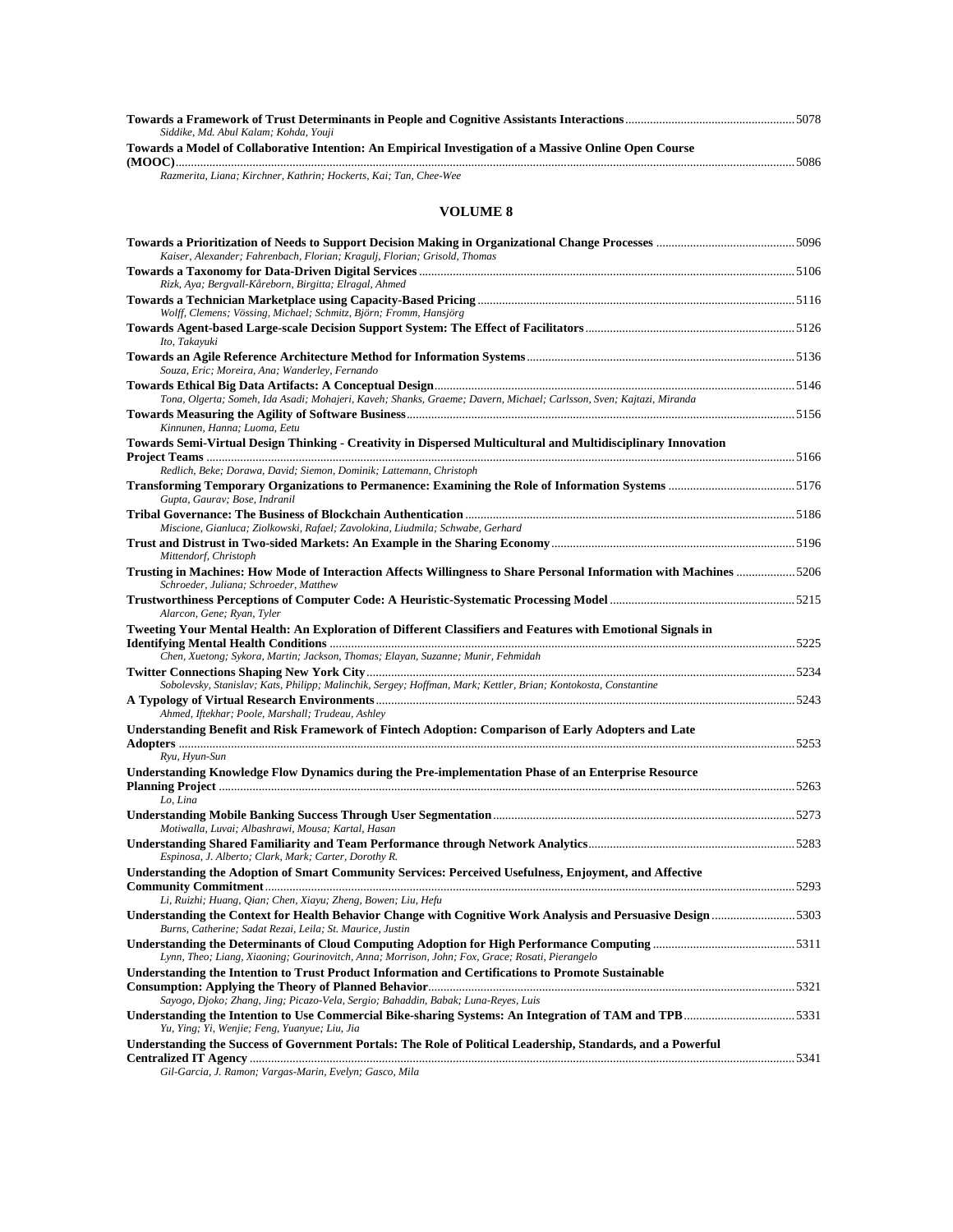**Towards a Framework of Trust Determinants in People and Cognitive Assistants Interactions** ........ 5078
*Siddike, Md. Abul Kalam; Kohda, Youji*

**Towards a Model of Collaborative Intention: An Empirical Investigation of a Massive Online Course (MOOC)** ........ 5086
*Razmerita, Liana; Kirchner, Kathrin; Hockerts, Kai; Tan, Chee-Wee*

## VOLUME 8

**Towards a Prioritization of Needs to Support Decision Making in Organizational Change Processes** ........ 5096
*Kaiser, Alexander; Fahrenbach, Florian; Kragulj, Florian; Grisold, Thomas*

**Towards a Taxonomy for Data-Driven Digital Services** ........ 5106
*Rizk, Aya; Bergvall-Kåreborn, Birgitta; Elragal, Ahmed*

**Towards a Technician Marketplace using Capacity-Based Pricing** ........ 5116
*Wolff, Clemens; Vössing, Michael; Schmitz, Björn; Fromm, Hansjörg*

**Towards Agent-based Large-scale Decision Support System: The Effect of Facilitators** ........ 5126
*Ito, Takayuki*

**Towards an Agile Reference Architecture Method for Information Systems** ........ 5136
*Souza, Eric; Moreira, Ana; Wanderley, Fernando*

**Towards Ethical Big Data Artifacts: A Conceptual Design** ........ 5146
*Tona, Olgerta; Someh, Ida Asadi; Mohajeri, Kaveh; Shanks, Graeme; Davern, Michael; Carlsson, Sven; Kajtazi, Miranda*

**Towards Measuring the Agility of Software Business** ........ 5156
*Kinnunen, Hanna; Luoma, Eetu*

**Towards Semi-Virtual Design Thinking - Creativity in Dispersed Multicultural and Multidisciplinary Innovation Project Teams** ........ 5166
*Redlich, Beke; Dorawa, David; Siemon, Dominik; Lattemann, Christoph*

**Transforming Temporary Organizations to Permanence: Examining the Role of Information Systems** ........ 5176
*Gupta, Gaurav; Bose, Indranil*

**Tribal Governance: The Business of Blockchain Authentication** ........ 5186
*Miscione, Gianluca; Ziolkowski, Rafael; Zavolokina, Liudmila; Schwabe, Gerhard*

**Trust and Distrust in Two-sided Markets: An Example in the Sharing Economy** ........ 5196
*Mittendorf, Christoph*

**Trusting in Machines: How Mode of Interaction Affects Willingness to Share Personal Information with Machines** ........ 5206
*Schroeder, Juliana; Schroeder, Matthew*

**Trustworthiness Perceptions of Computer Code: A Heuristic-Systematic Processing Model** ........ 5215
*Alarcon, Gene; Ryan, Tyler*

**Tweeting Your Mental Health: An Exploration of Different Classifiers and Features with Emotional Signals in Identifying Mental Health Conditions** ........ 5225
*Chen, Xuetong; Sykora, Martin; Jackson, Thomas; Elayan, Suzanne; Munir, Fehmidah*

**Twitter Connections Shaping New York City** ........ 5234
*Sobolevsky, Stanislav; Kats, Philipp; Malinchik, Sergey; Hoffman, Mark; Kettler, Brian; Kontokosta, Constantine*

**A Typology of Virtual Research Environments** ........ 5243
*Ahmed, Iftekhar; Poole, Marshall; Trudeau, Ashley*

**Understanding Benefit and Risk Framework of Fintech Adoption: Comparison of Early Adopters and Late Adopters** ........ 5253
*Ryu, Hyun-Sun*

**Understanding Knowledge Flow Dynamics during the Pre-implementation Phase of an Enterprise Resource Planning Project** ........ 5263
*Lo, Lina*

**Understanding Mobile Banking Success Through User Segmentation** ........ 5273
*Motiwalla, Luvai; Albashrawi, Mousa; Kartal, Hasan*

**Understanding Shared Familiarity and Team Performance through Network Analytics** ........ 5283
*Espinosa, J. Alberto; Clark, Mark; Carter, Dorothy R.*

**Understanding the Adoption of Smart Community Services: Perceived Usefulness, Enjoyment, and Affective Community Commitment** ........ 5293
*Li, Ruizhi; Huang, Qian; Chen, Xiayu; Zheng, Bowen; Liu, Hefu*

**Understanding the Context for Health Behavior Change with Cognitive Work Analysis and Persuasive Design** ........ 5303
*Burns, Catherine; Sadat Rezai, Leila; St. Maurice, Justin*

**Understanding the Determinants of Cloud Computing Adoption for High Performance Computing** ........ 5311
*Lynn, Theo; Liang, Xiaoning; Gourinovitch, Anna; Morrison, John; Fox, Grace; Rosati, Pierangelo*

**Understanding the Intention to Trust Product Information and Certifications to Promote Sustainable Consumption: Applying the Theory of Planned Behavior** ........ 5321
*Sayogo, Djoko; Zhang, Jing; Picazo-Vela, Sergio; Bahaddin, Babak; Luna-Reyes, Luis*

**Understanding the Intention to Use Commercial Bike-sharing Systems: An Integration of TAM and TPB** ........ 5331
*Yu, Ying; Yi, Wenjie; Feng, Yuanyue; Liu, Jia*

**Understanding the Success of Government Portals: The Role of Political Leadership, Standards, and a Powerful Centralized IT Agency** ........ 5341
*Gil-Garcia, J. Ramon; Vargas-Marin, Evelyn; Gasco, Mila*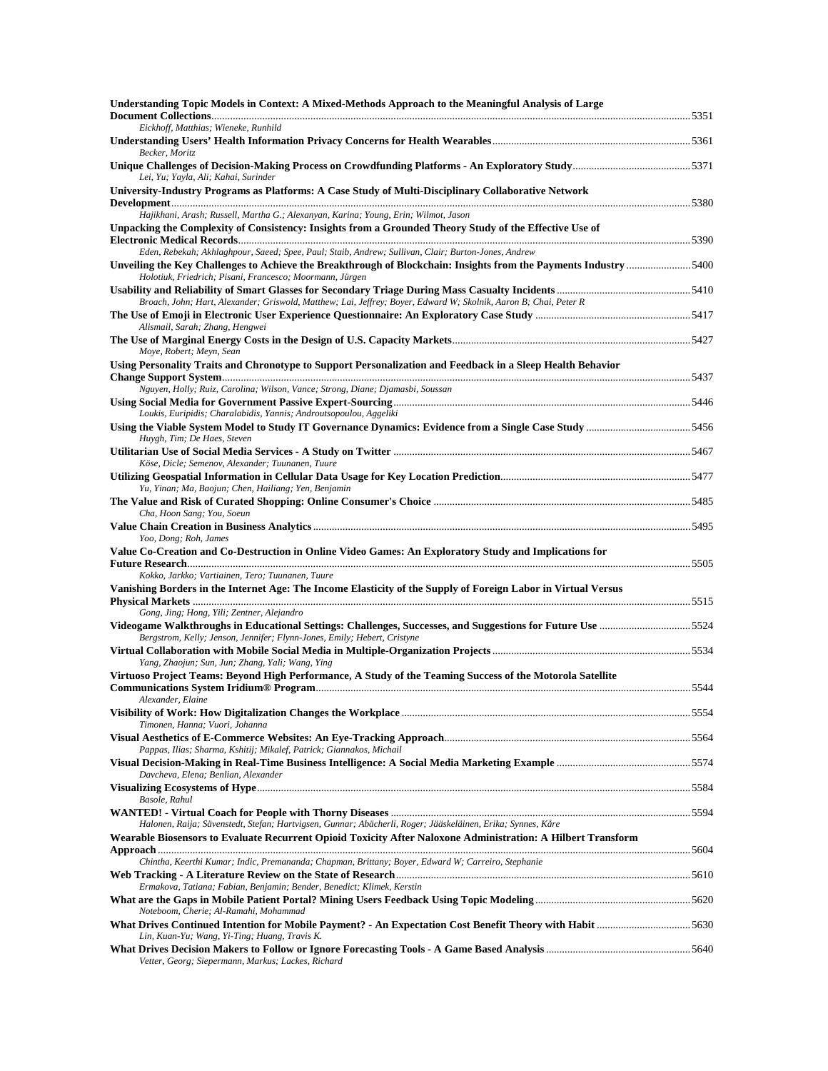**Understanding Topic Models in Context: A Mixed-Methods Approach to the Meaningful Analysis of Large Document Collections** ........ 5351
*Eickhoff, Matthias; Wieneke, Runhild*

**Understanding Users' Health Information Privacy Concerns for Health Wearables** ........ 5361
*Becker, Moritz*

**Unique Challenges of Decision-Making Process on Crowdfunding Platforms - An Exploratory Study** ........ 5371
*Lei, Yu; Yayla, Ali; Kahai, Surinder*

**University-Industry Programs as Platforms: A Case Study of Multi-Disciplinary Collaborative Network Development** ........ 5380
*Hajikhani, Arash; Russell, Martha G.; Alexanyan, Karina; Young, Erin; Wilmot, Jason*

**Unpacking the Complexity of Consistency: Insights from a Grounded Theory Study of the Effective Use of Electronic Medical Records** ........ 5390
*Eden, Rebekah; Akhlaghpour, Saeed; Spee, Paul; Staib, Andrew; Sullivan, Clair; Burton-Jones, Andrew*

**Unveiling the Key Challenges to Achieve the Breakthrough of Blockchain: Insights from the Payments Industry** ........ 5400
*Holotiuk, Friedrich; Pisani, Francesco; Moormann, Jürgen*

**Usability and Reliability of Smart Glasses for Secondary Triage During Mass Casualty Incidents** ........ 5410
*Broach, John; Hart, Alexander; Griswold, Matthew; Lai, Jeffrey; Boyer, Edward W; Skolnik, Aaron B; Chai, Peter R*

**The Use of Emoji in Electronic User Experience Questionnaire: An Exploratory Case Study** ........ 5417
*Alismail, Sarah; Zhang, Hengwei*

**The Use of Marginal Energy Costs in the Design of U.S. Capacity Markets** ........ 5427
*Moye, Robert; Meyn, Sean*

**Using Personality Traits and Chronotype to Support Personalization and Feedback in a Sleep Health Behavior Change Support System** ........ 5437
*Nguyen, Holly; Ruiz, Carolina; Wilson, Vance; Strong, Diane; Djamasbi, Soussan*

**Using Social Media for Government Passive Expert-Sourcing** ........ 5446
*Loukis, Euripidis; Charalabidis, Yannis; Androutsopoulou, Aggeliki*

**Using the Viable System Model to Study IT Governance Dynamics: Evidence from a Single Case Study** ........ 5456
*Huygh, Tim; De Haes, Steven*

**Utilitarian Use of Social Media Services - A Study on Twitter** ........ 5467
*Köse, Dicle; Semenov, Alexander; Tuunanen, Tuure*

**Utilizing Geospatial Information in Cellular Data Usage for Key Location Prediction** ........ 5477
*Yu, Yinan; Ma, Baojun; Chen, Hailiang; Yen, Benjamin*

**The Value and Risk of Curated Shopping: Online Consumer's Choice** ........ 5485
*Cha, Hoon Sang; You, Soeun*

**Value Chain Creation in Business Analytics** ........ 5495
*Yoo, Dong; Roh, James*

**Value Co-Creation and Co-Destruction in Online Video Games: An Exploratory Study and Implications for Future Research** ........ 5505
*Kokko, Jarkko; Vartiainen, Tero; Tuunanen, Tuure*

**Vanishing Borders in the Internet Age: The Income Elasticity of the Supply of Foreign Labor in Virtual Versus Physical Markets** ........ 5515
*Gong, Jing; Hong, Yili; Zentner, Alejandro*

**Videogame Walkthroughs in Educational Settings: Challenges, Successes, and Suggestions for Future Use** ........ 5524
*Bergstrom, Kelly; Jenson, Jennifer; Flynn-Jones, Emily; Hebert, Cristyne*

**Virtual Collaboration with Mobile Social Media in Multiple-Organization Projects** ........ 5534
*Yang, Zhaojun; Sun, Jun; Zhang, Yali; Wang, Ying*

**Virtuoso Project Teams: Beyond High Performance, A Study of the Teaming Success of the Motorola Satellite Communications System Iridium® Program** ........ 5544
*Alexander, Elaine*

**Visibility of Work: How Digitalization Changes the Workplace** ........ 5554
*Timonen, Hanna; Vuori, Johanna*

**Visual Aesthetics of E-Commerce Websites: An Eye-Tracking Approach** ........ 5564
*Pappas, Ilias; Sharma, Kshitij; Mikalef, Patrick; Giannakos, Michail*

**Visual Decision-Making in Real-Time Business Intelligence: A Social Media Marketing Example** ........ 5574
*Davcheva, Elena; Benlian, Alexander*

**Visualizing Ecosystems of Hype** ........ 5584
*Basole, Rahul*

**WANTED! - Virtual Coach for People with Thorny Diseases** ........ 5594
*Halonen, Raija; Sävenstedt, Stefan; Hartvigsen, Gunnar; Abächerli, Roger; Jääskeläinen, Erika; Synnes, Kåre*

**Wearable Biosensors to Evaluate Recurrent Opioid Toxicity After Naloxone Administration: A Hilbert Transform Approach** ........ 5604
*Chintha, Keerthi Kumar; Indic, Premananda; Chapman, Brittany; Boyer, Edward W; Carreiro, Stephanie*

**Web Tracking - A Literature Review on the State of Research** ........ 5610
*Ermakova, Tatiana; Fabian, Benjamin; Bender, Benedict; Klimek, Kerstin*

**What are the Gaps in Mobile Patient Portal? Mining Users Feedback Using Topic Modeling** ........ 5620
*Noteboom, Cherie; Al-Ramahi, Mohammad*

**What Drives Continued Intention for Mobile Payment? - An Expectation Cost Benefit Theory with Habit** ........ 5630
*Lin, Kuan-Yu; Wang, Yi-Ting; Huang, Travis K.*

**What Drives Decision Makers to Follow or Ignore Forecasting Tools - A Game Based Analysis** ........ 5640
*Vetter, Georg; Siepermann, Markus; Lackes, Richard*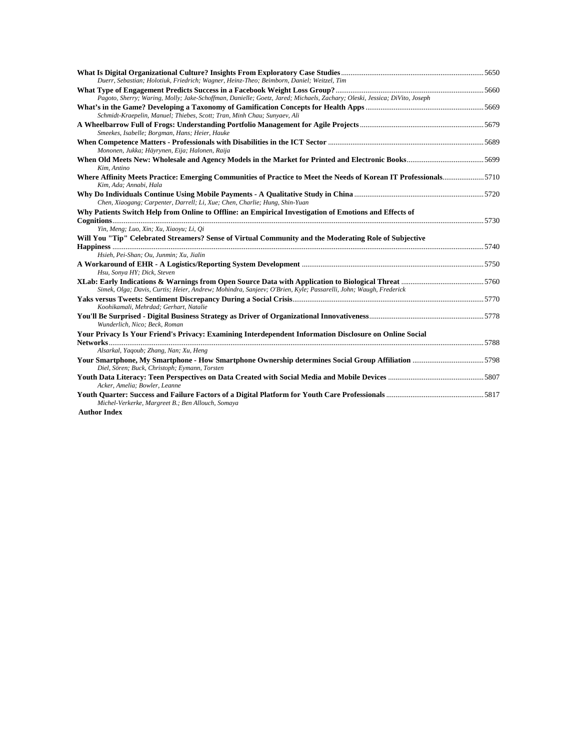**What Is Digital Organizational Culture? Insights From Exploratory Case Studies** .......... 5650
*Duerr, Sebastian; Holotiuk, Friedrich; Wagner, Heinz-Theo; Beimborn, Daniel; Weitzel, Tim*

**What Type of Engagement Predicts Success in a Facebook Weight Loss Group?** .......... 5660
*Pagoto, Sherry; Waring, Molly; Jake-Schoffman, Danielle; Goetz, Jared; Michaels, Zachary; Oleski, Jessica; DiVito, Joseph*

**What's in the Game? Developing a Taxonomy of Gamification Concepts for Health Apps** .......... 5669
*Schmidt-Kraepelin, Manuel; Thiebes, Scott; Tran, Minh Chau; Sunyaev, Ali*

**A Wheelbarrow Full of Frogs: Understanding Portfolio Management for Agile Projects** .......... 5679
*Smeekes, Isabelle; Borgman, Hans; Heier, Hauke*

**When Competence Matters - Professionals with Disabilities in the ICT Sector** .......... 5689
*Mononen, Jukka; Häyrynen, Eija; Halonen, Raija*

**When Old Meets New: Wholesale and Agency Models in the Market for Printed and Electronic Books** .......... 5699
*Kim, Antino*

**Where Affinity Meets Practice: Emerging Communities of Practice to Meet the Needs of Korean IT Professionals** .......... 5710
*Kim, Ada; Annabi, Hala*

**Why Do Individuals Continue Using Mobile Payments - A Qualitative Study in China** .......... 5720
*Chen, Xiaogang; Carpenter, Darrell; Li, Xue; Chen, Charlie; Hung, Shin-Yuan*

**Why Patients Switch Help from Online to Offline: an Empirical Investigation of Emotions and Effects of Cognitions** .......... 5730
*Yin, Meng; Luo, Xin; Xu, Xiaoyu; Li, Qi*

**Will You "Tip" Celebrated Streamers? Sense of Virtual Community and the Moderating Role of Subjective Happiness** .......... 5740
*Hsieh, Pei-Shan; Ou, Junmin; Xu, Jialin*

**A Workaround of EHR - A Logistics/Reporting System Development** .......... 5750
*Hsu, Sonya HY; Dick, Steven*

**XLab: Early Indications & Warnings from Open Source Data with Application to Biological Threat** .......... 5760
*Simek, Olga; Davis, Curtis; Heier, Andrew; Mohindra, Sanjeev; O'Brien, Kyle; Passarelli, John; Waugh, Frederick*

**Yaks versus Tweets: Sentiment Discrepancy During a Social Crisis** .......... 5770
*Koohikamali, Mehrdad; Gerhart, Natalie*

**You'll Be Surprised - Digital Business Strategy as Driver of Organizational Innovativeness** .......... 5778
*Wunderlich, Nico; Beck, Roman*

**Your Privacy Is Your Friend's Privacy: Examining Interdependent Information Disclosure on Online Social Networks** .......... 5788
*Alsarkal, Yaqoub; Zhang, Nan; Xu, Heng*

**Your Smartphone, My Smartphone - How Smartphone Ownership determines Social Group Affiliation** .......... 5798
*Diel, Sören; Buck, Christoph; Eymann, Torsten*

**Youth Data Literacy: Teen Perspectives on Data Created with Social Media and Mobile Devices** .......... 5807
*Acker, Amelia; Bowler, Leanne*

**Youth Quarter: Success and Failure Factors of a Digital Platform for Youth Care Professionals** .......... 5817
*Michel-Verkerke, Margreet B.; Ben Allouch, Somaya*

**Author Index**